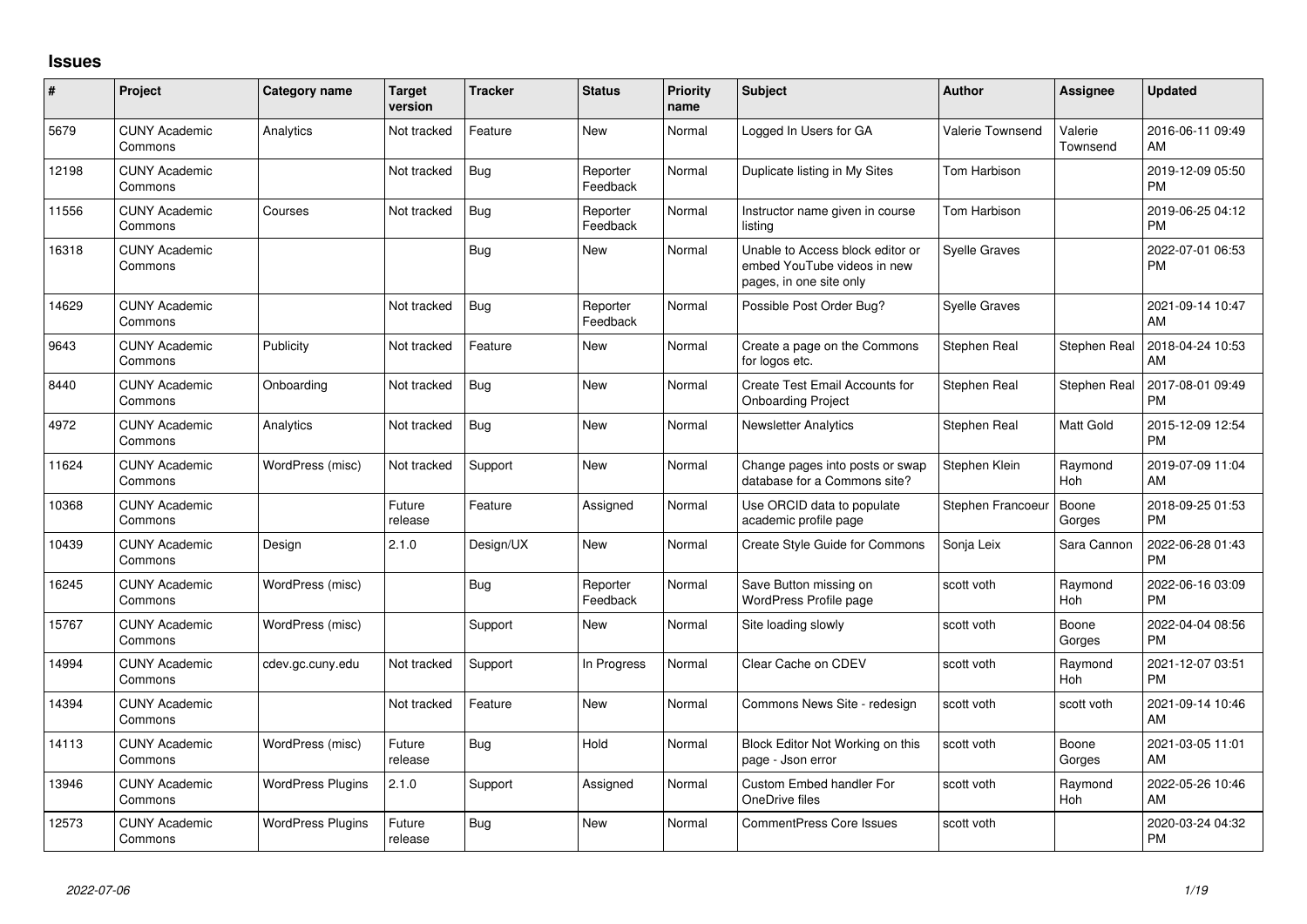## Issues

| # | Project | Category name | Target version | Tracker | Status | Priority name | Subject | Author | Assignee | Updated |
|---|---|---|---|---|---|---|---|---|---|---|
| 5679 | CUNY Academic Commons | Analytics | Not tracked | Feature | New | Normal | Logged In Users for GA | Valerie Townsend | Valerie Townsend | 2016-06-11 09:49 AM |
| 12198 | CUNY Academic Commons | | Not tracked | Bug | Reporter Feedback | Normal | Duplicate listing in My Sites | Tom Harbison | | 2019-12-09 05:50 PM |
| 11556 | CUNY Academic Commons | Courses | Not tracked | Bug | Reporter Feedback | Normal | Instructor name given in course listing | Tom Harbison | | 2019-06-25 04:12 PM |
| 16318 | CUNY Academic Commons | | | Bug | New | Normal | Unable to Access block editor or embed YouTube videos in new pages, in one site only | Syelle Graves | | 2022-07-01 06:53 PM |
| 14629 | CUNY Academic Commons | | Not tracked | Bug | Reporter Feedback | Normal | Possible Post Order Bug? | Syelle Graves | | 2021-09-14 10:47 AM |
| 9643 | CUNY Academic Commons | Publicity | Not tracked | Feature | New | Normal | Create a page on the Commons for logos etc. | Stephen Real | Stephen Real | 2018-04-24 10:53 AM |
| 8440 | CUNY Academic Commons | Onboarding | Not tracked | Bug | New | Normal | Create Test Email Accounts for Onboarding Project | Stephen Real | Stephen Real | 2017-08-01 09:49 PM |
| 4972 | CUNY Academic Commons | Analytics | Not tracked | Bug | New | Normal | Newsletter Analytics | Stephen Real | Matt Gold | 2015-12-09 12:54 PM |
| 11624 | CUNY Academic Commons | WordPress (misc) | Not tracked | Support | New | Normal | Change pages into posts or swap database for a Commons site? | Stephen Klein | Raymond Hoh | 2019-07-09 11:04 AM |
| 10368 | CUNY Academic Commons | | Future release | Feature | Assigned | Normal | Use ORCID data to populate academic profile page | Stephen Francoeur | Boone Gorges | 2018-09-25 01:53 PM |
| 10439 | CUNY Academic Commons | Design | 2.1.0 | Design/UX | New | Normal | Create Style Guide for Commons | Sonja Leix | Sara Cannon | 2022-06-28 01:43 PM |
| 16245 | CUNY Academic Commons | WordPress (misc) | | Bug | Reporter Feedback | Normal | Save Button missing on WordPress Profile page | scott voth | Raymond Hoh | 2022-06-16 03:09 PM |
| 15767 | CUNY Academic Commons | WordPress (misc) | | Support | New | Normal | Site loading slowly | scott voth | Boone Gorges | 2022-04-04 08:56 PM |
| 14994 | CUNY Academic Commons | cdev.gc.cuny.edu | Not tracked | Support | In Progress | Normal | Clear Cache on CDEV | scott voth | Raymond Hoh | 2021-12-07 03:51 PM |
| 14394 | CUNY Academic Commons | | Not tracked | Feature | New | Normal | Commons News Site - redesign | scott voth | scott voth | 2021-09-14 10:46 AM |
| 14113 | CUNY Academic Commons | WordPress (misc) | Future release | Bug | Hold | Normal | Block Editor Not Working on this page - Json error | scott voth | Boone Gorges | 2021-03-05 11:01 AM |
| 13946 | CUNY Academic Commons | WordPress Plugins | 2.1.0 | Support | Assigned | Normal | Custom Embed handler For OneDrive files | scott voth | Raymond Hoh | 2022-05-26 10:46 AM |
| 12573 | CUNY Academic Commons | WordPress Plugins | Future release | Bug | New | Normal | CommentPress Core Issues | scott voth | | 2020-03-24 04:32 PM |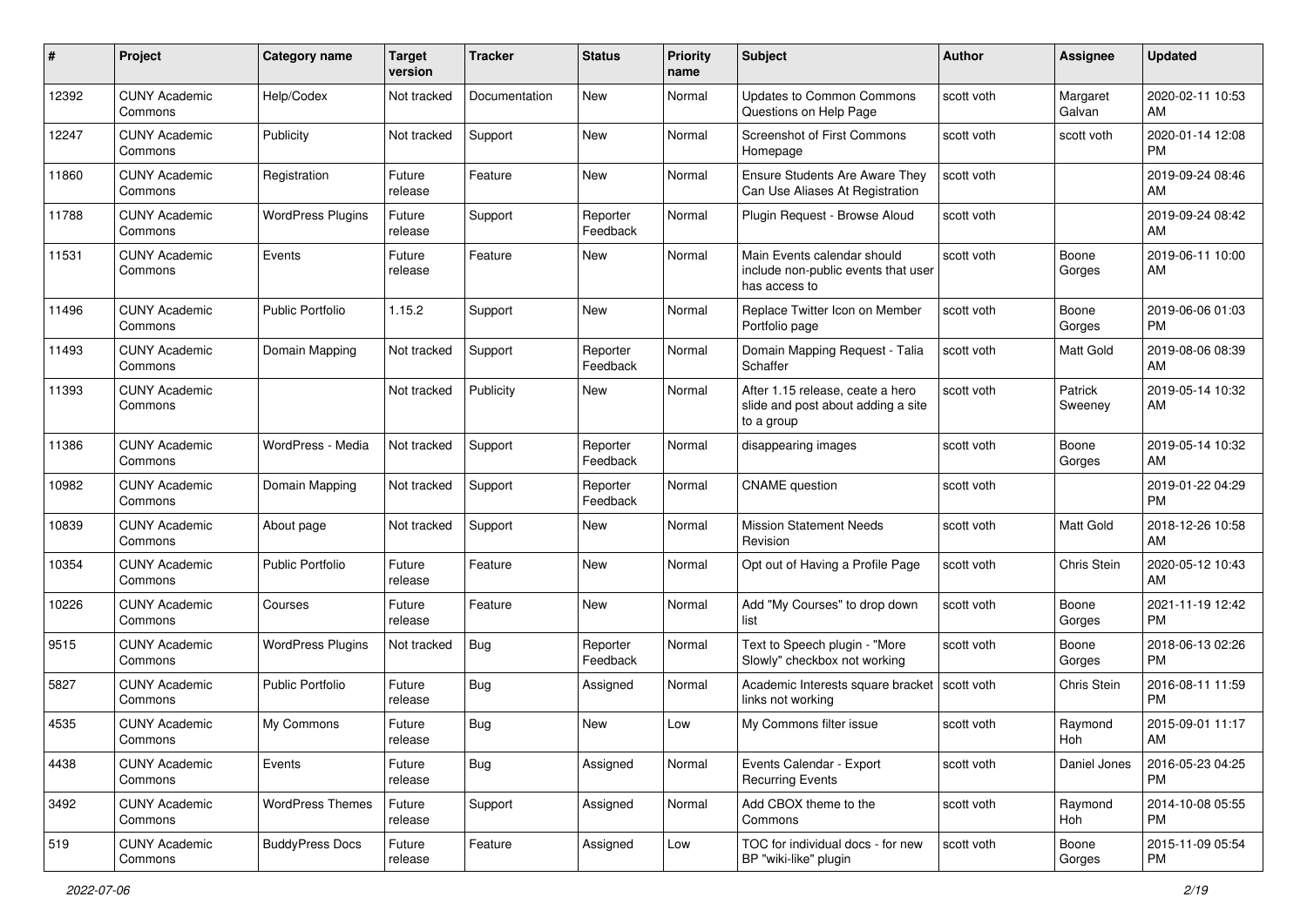| # | Project | Category name | Target version | Tracker | Status | Priority name | Subject | Author | Assignee | Updated |
|---|---|---|---|---|---|---|---|---|---|---|
| 12392 | CUNY Academic Commons | Help/Codex | Not tracked | Documentation | New | Normal | Updates to Common Commons Questions on Help Page | scott voth | Margaret Galvan | 2020-02-11 10:53 AM |
| 12247 | CUNY Academic Commons | Publicity | Not tracked | Support | New | Normal | Screenshot of First Commons Homepage | scott voth | scott voth | 2020-01-14 12:08 PM |
| 11860 | CUNY Academic Commons | Registration | Future release | Feature | New | Normal | Ensure Students Are Aware They Can Use Aliases At Registration | scott voth | | 2019-09-24 08:46 AM |
| 11788 | CUNY Academic Commons | WordPress Plugins | Future release | Support | Reporter Feedback | Normal | Plugin Request - Browse Aloud | scott voth | | 2019-09-24 08:42 AM |
| 11531 | CUNY Academic Commons | Events | Future release | Feature | New | Normal | Main Events calendar should include non-public events that user has access to | scott voth | Boone Gorges | 2019-06-11 10:00 AM |
| 11496 | CUNY Academic Commons | Public Portfolio | 1.15.2 | Support | New | Normal | Replace Twitter Icon on Member Portfolio page | scott voth | Boone Gorges | 2019-06-06 01:03 PM |
| 11493 | CUNY Academic Commons | Domain Mapping | Not tracked | Support | Reporter Feedback | Normal | Domain Mapping Request - Talia Schaffer | scott voth | Matt Gold | 2019-08-06 08:39 AM |
| 11393 | CUNY Academic Commons | | Not tracked | Publicity | New | Normal | After 1.15 release, ceate a hero slide and post about adding a site to a group | scott voth | Patrick Sweeney | 2019-05-14 10:32 AM |
| 11386 | CUNY Academic Commons | WordPress - Media | Not tracked | Support | Reporter Feedback | Normal | disappearing images | scott voth | Boone Gorges | 2019-05-14 10:32 AM |
| 10982 | CUNY Academic Commons | Domain Mapping | Not tracked | Support | Reporter Feedback | Normal | CNAME question | scott voth | | 2019-01-22 04:29 PM |
| 10839 | CUNY Academic Commons | About page | Not tracked | Support | New | Normal | Mission Statement Needs Revision | scott voth | Matt Gold | 2018-12-26 10:58 AM |
| 10354 | CUNY Academic Commons | Public Portfolio | Future release | Feature | New | Normal | Opt out of Having a Profile Page | scott voth | Chris Stein | 2020-05-12 10:43 AM |
| 10226 | CUNY Academic Commons | Courses | Future release | Feature | New | Normal | Add "My Courses" to drop down list | scott voth | Boone Gorges | 2021-11-19 12:42 PM |
| 9515 | CUNY Academic Commons | WordPress Plugins | Not tracked | Bug | Reporter Feedback | Normal | Text to Speech plugin - "More Slowly" checkbox not working | scott voth | Boone Gorges | 2018-06-13 02:26 PM |
| 5827 | CUNY Academic Commons | Public Portfolio | Future release | Bug | Assigned | Normal | Academic Interests square bracket links not working | scott voth | Chris Stein | 2016-08-11 11:59 PM |
| 4535 | CUNY Academic Commons | My Commons | Future release | Bug | New | Low | My Commons filter issue | scott voth | Raymond Hoh | 2015-09-01 11:17 AM |
| 4438 | CUNY Academic Commons | Events | Future release | Bug | Assigned | Normal | Events Calendar - Export Recurring Events | scott voth | Daniel Jones | 2016-05-23 04:25 PM |
| 3492 | CUNY Academic Commons | WordPress Themes | Future release | Support | Assigned | Normal | Add CBOX theme to the Commons | scott voth | Raymond Hoh | 2014-10-08 05:55 PM |
| 519 | CUNY Academic Commons | BuddyPress Docs | Future release | Feature | Assigned | Low | TOC for individual docs - for new BP "wiki-like" plugin | scott voth | Boone Gorges | 2015-11-09 05:54 PM |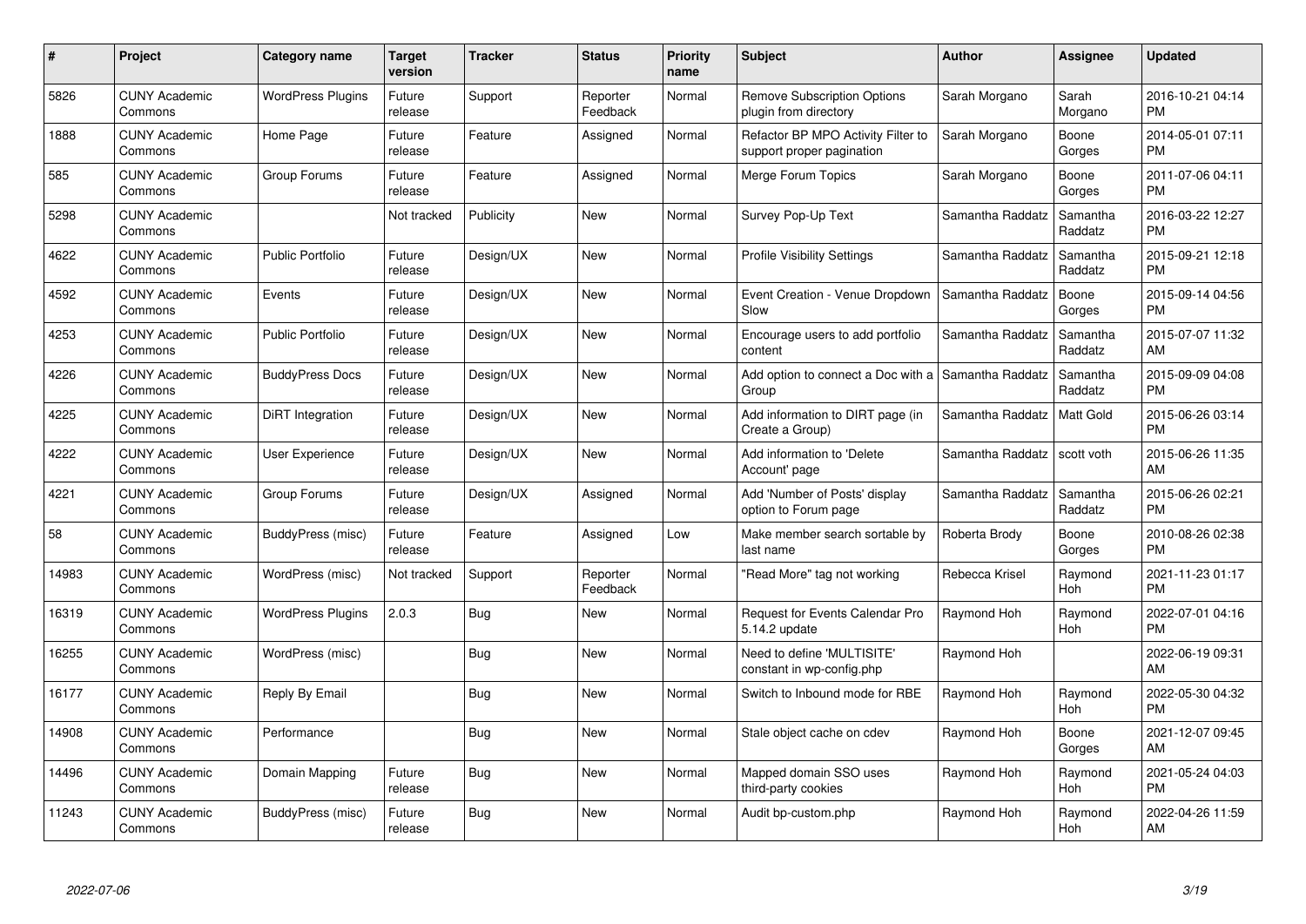| # | Project | Category name | Target version | Tracker | Status | Priority name | Subject | Author | Assignee | Updated |
|---|---|---|---|---|---|---|---|---|---|---|
| 5826 | CUNY Academic Commons | WordPress Plugins | Future release | Support | Reporter Feedback | Normal | Remove Subscription Options plugin from directory | Sarah Morgano | Sarah Morgano | 2016-10-21 04:14 PM |
| 1888 | CUNY Academic Commons | Home Page | Future release | Feature | Assigned | Normal | Refactor BP MPO Activity Filter to support proper pagination | Sarah Morgano | Boone Gorges | 2014-05-01 07:11 PM |
| 585 | CUNY Academic Commons | Group Forums | Future release | Feature | Assigned | Normal | Merge Forum Topics | Sarah Morgano | Boone Gorges | 2011-07-06 04:11 PM |
| 5298 | CUNY Academic Commons | | Not tracked | Publicity | New | Normal | Survey Pop-Up Text | Samantha Raddatz | Samantha Raddatz | 2016-03-22 12:27 PM |
| 4622 | CUNY Academic Commons | Public Portfolio | Future release | Design/UX | New | Normal | Profile Visibility Settings | Samantha Raddatz | Samantha Raddatz | 2015-09-21 12:18 PM |
| 4592 | CUNY Academic Commons | Events | Future release | Design/UX | New | Normal | Event Creation - Venue Dropdown Slow | Samantha Raddatz | Boone Gorges | 2015-09-14 04:56 PM |
| 4253 | CUNY Academic Commons | Public Portfolio | Future release | Design/UX | New | Normal | Encourage users to add portfolio content | Samantha Raddatz | Samantha Raddatz | 2015-07-07 11:32 AM |
| 4226 | CUNY Academic Commons | BuddyPress Docs | Future release | Design/UX | New | Normal | Add option to connect a Doc with a Group | Samantha Raddatz | Samantha Raddatz | 2015-09-09 04:08 PM |
| 4225 | CUNY Academic Commons | DiRT Integration | Future release | Design/UX | New | Normal | Add information to DIRT page (in Create a Group) | Samantha Raddatz | Matt Gold | 2015-06-26 03:14 PM |
| 4222 | CUNY Academic Commons | User Experience | Future release | Design/UX | New | Normal | Add information to 'Delete Account' page | Samantha Raddatz | scott voth | 2015-06-26 11:35 AM |
| 4221 | CUNY Academic Commons | Group Forums | Future release | Design/UX | Assigned | Normal | Add 'Number of Posts' display option to Forum page | Samantha Raddatz | Samantha Raddatz | 2015-06-26 02:21 PM |
| 58 | CUNY Academic Commons | BuddyPress (misc) | Future release | Feature | Assigned | Low | Make member search sortable by last name | Roberta Brody | Boone Gorges | 2010-08-26 02:38 PM |
| 14983 | CUNY Academic Commons | WordPress (misc) | Not tracked | Support | Reporter Feedback | Normal | "Read More" tag not working | Rebecca Krisel | Raymond Hoh | 2021-11-23 01:17 PM |
| 16319 | CUNY Academic Commons | WordPress Plugins | 2.0.3 | Bug | New | Normal | Request for Events Calendar Pro 5.14.2 update | Raymond Hoh | Raymond Hoh | 2022-07-01 04:16 PM |
| 16255 | CUNY Academic Commons | WordPress (misc) | | Bug | New | Normal | Need to define 'MULTISITE' constant in wp-config.php | Raymond Hoh | | 2022-06-19 09:31 AM |
| 16177 | CUNY Academic Commons | Reply By Email | | Bug | New | Normal | Switch to Inbound mode for RBE | Raymond Hoh | Raymond Hoh | 2022-05-30 04:32 PM |
| 14908 | CUNY Academic Commons | Performance | | Bug | New | Normal | Stale object cache on cdev | Raymond Hoh | Boone Gorges | 2021-12-07 09:45 AM |
| 14496 | CUNY Academic Commons | Domain Mapping | Future release | Bug | New | Normal | Mapped domain SSO uses third-party cookies | Raymond Hoh | Raymond Hoh | 2021-05-24 04:03 PM |
| 11243 | CUNY Academic Commons | BuddyPress (misc) | Future release | Bug | New | Normal | Audit bp-custom.php | Raymond Hoh | Raymond Hoh | 2022-04-26 11:59 AM |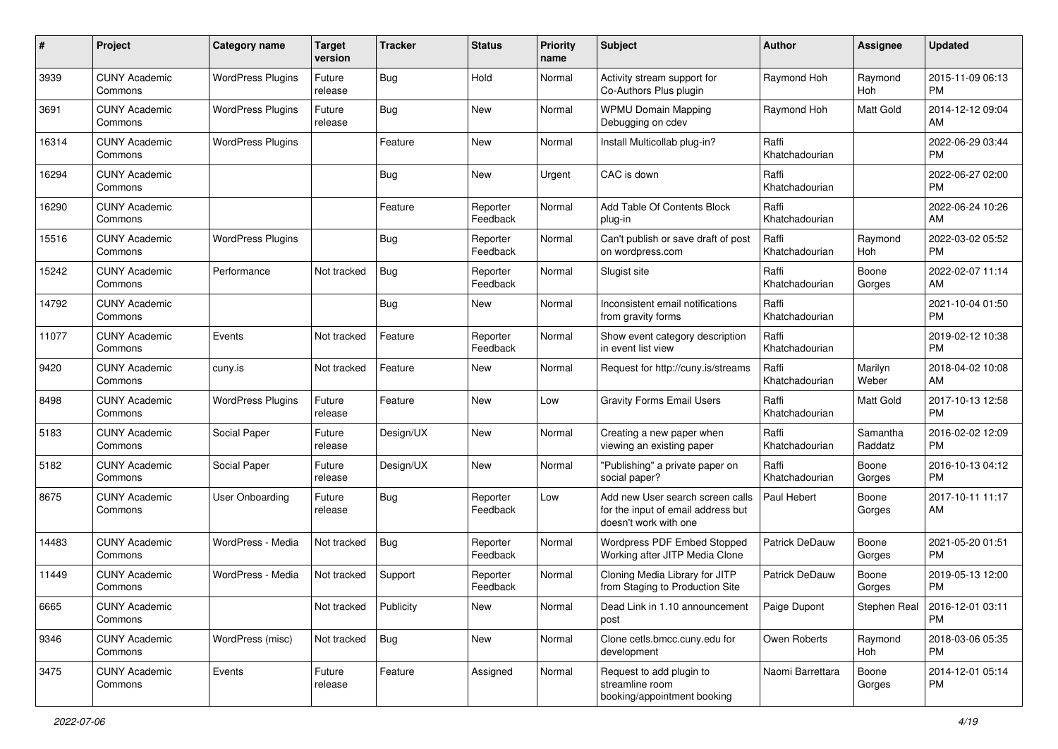| # | Project | Category name | Target version | Tracker | Status | Priority name | Subject | Author | Assignee | Updated |
|---|---|---|---|---|---|---|---|---|---|---|
| 3939 | CUNY Academic Commons | WordPress Plugins | Future release | Bug | Hold | Normal | Activity stream support for Co-Authors Plus plugin | Raymond Hoh | Raymond Hoh | 2015-11-09 06:13 PM |
| 3691 | CUNY Academic Commons | WordPress Plugins | Future release | Bug | New | Normal | WPMU Domain Mapping Debugging on cdev | Raymond Hoh | Matt Gold | 2014-12-12 09:04 AM |
| 16314 | CUNY Academic Commons | WordPress Plugins | | Feature | New | Normal | Install Multicollab plug-in? | Raffi Khatchadourian | | 2022-06-29 03:44 PM |
| 16294 | CUNY Academic Commons | | | Bug | New | Urgent | CAC is down | Raffi Khatchadourian | | 2022-06-27 02:00 PM |
| 16290 | CUNY Academic Commons | | | Feature | Reporter Feedback | Normal | Add Table Of Contents Block plug-in | Raffi Khatchadourian | | 2022-06-24 10:26 AM |
| 15516 | CUNY Academic Commons | WordPress Plugins | | Bug | Reporter Feedback | Normal | Can't publish or save draft of post on wordpress.com | Raffi Khatchadourian | Raymond Hoh | 2022-03-02 05:52 PM |
| 15242 | CUNY Academic Commons | Performance | Not tracked | Bug | Reporter Feedback | Normal | Slugist site | Raffi Khatchadourian | Boone Gorges | 2022-02-07 11:14 AM |
| 14792 | CUNY Academic Commons | | | Bug | New | Normal | Inconsistent email notifications from gravity forms | Raffi Khatchadourian | | 2021-10-04 01:50 PM |
| 11077 | CUNY Academic Commons | Events | Not tracked | Feature | Reporter Feedback | Normal | Show event category description in event list view | Raffi Khatchadourian | | 2019-02-12 10:38 PM |
| 9420 | CUNY Academic Commons | cuny.is | Not tracked | Feature | New | Normal | Request for http://cuny.is/streams | Raffi Khatchadourian | Marilyn Weber | 2018-04-02 10:08 AM |
| 8498 | CUNY Academic Commons | WordPress Plugins | Future release | Feature | New | Low | Gravity Forms Email Users | Raffi Khatchadourian | Matt Gold | 2017-10-13 12:58 PM |
| 5183 | CUNY Academic Commons | Social Paper | Future release | Design/UX | New | Normal | Creating a new paper when viewing an existing paper | Raffi Khatchadourian | Samantha Raddatz | 2016-02-02 12:09 PM |
| 5182 | CUNY Academic Commons | Social Paper | Future release | Design/UX | New | Normal | "Publishing" a private paper on social paper? | Raffi Khatchadourian | Boone Gorges | 2016-10-13 04:12 PM |
| 8675 | CUNY Academic Commons | User Onboarding | Future release | Bug | Reporter Feedback | Low | Add new User search screen calls for the input of email address but doesn't work with one | Paul Hebert | Boone Gorges | 2017-10-11 11:17 AM |
| 14483 | CUNY Academic Commons | WordPress - Media | Not tracked | Bug | Reporter Feedback | Normal | Wordpress PDF Embed Stopped Working after JITP Media Clone | Patrick DeDauw | Boone Gorges | 2021-05-20 01:51 PM |
| 11449 | CUNY Academic Commons | WordPress - Media | Not tracked | Support | Reporter Feedback | Normal | Cloning Media Library for JITP from Staging to Production Site | Patrick DeDauw | Boone Gorges | 2019-05-13 12:00 PM |
| 6665 | CUNY Academic Commons | | Not tracked | Publicity | New | Normal | Dead Link in 1.10 announcement post | Paige Dupont | Stephen Real | 2016-12-01 03:11 PM |
| 9346 | CUNY Academic Commons | WordPress (misc) | Not tracked | Bug | New | Normal | Clone cetls.bmcc.cuny.edu for development | Owen Roberts | Raymond Hoh | 2018-03-06 05:35 PM |
| 3475 | CUNY Academic Commons | Events | Future release | Feature | Assigned | Normal | Request to add plugin to streamline room booking/appointment booking | Naomi Barrettara | Boone Gorges | 2014-12-01 05:14 PM |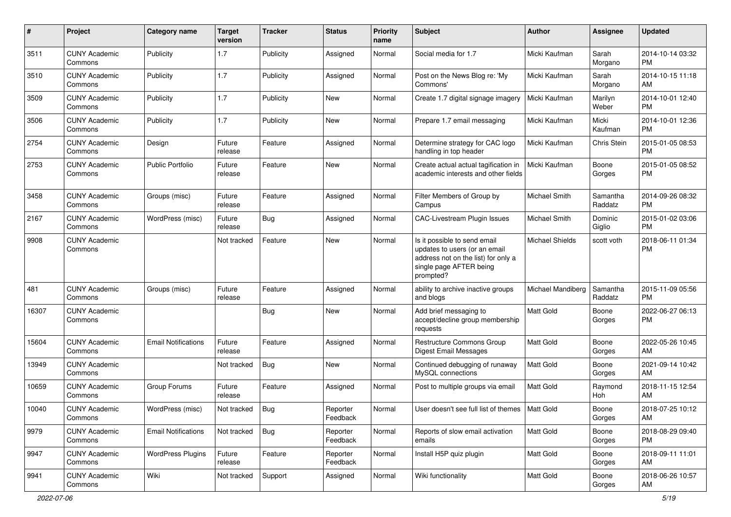| # | Project | Category name | Target version | Tracker | Status | Priority name | Subject | Author | Assignee | Updated |
|---|---|---|---|---|---|---|---|---|---|---|
| 3511 | CUNY Academic Commons | Publicity | 1.7 | Publicity | Assigned | Normal | Social media for 1.7 | Micki Kaufman | Sarah Morgano | 2014-10-14 03:32 PM |
| 3510 | CUNY Academic Commons | Publicity | 1.7 | Publicity | Assigned | Normal | Post on the News Blog re: 'My Commons' | Micki Kaufman | Sarah Morgano | 2014-10-15 11:18 AM |
| 3509 | CUNY Academic Commons | Publicity | 1.7 | Publicity | New | Normal | Create 1.7 digital signage imagery | Micki Kaufman | Marilyn Weber | 2014-10-01 12:40 PM |
| 3506 | CUNY Academic Commons | Publicity | 1.7 | Publicity | New | Normal | Prepare 1.7 email messaging | Micki Kaufman | Micki Kaufman | 2014-10-01 12:36 PM |
| 2754 | CUNY Academic Commons | Design | Future release | Feature | Assigned | Normal | Determine strategy for CAC logo handling in top header | Micki Kaufman | Chris Stein | 2015-01-05 08:53 PM |
| 2753 | CUNY Academic Commons | Public Portfolio | Future release | Feature | New | Normal | Create actual actual tagification in academic interests and other fields | Micki Kaufman | Boone Gorges | 2015-01-05 08:52 PM |
| 3458 | CUNY Academic Commons | Groups (misc) | Future release | Feature | Assigned | Normal | Filter Members of Group by Campus | Michael Smith | Samantha Raddatz | 2014-09-26 08:32 PM |
| 2167 | CUNY Academic Commons | WordPress (misc) | Future release | Bug | Assigned | Normal | CAC-Livestream Plugin Issues | Michael Smith | Dominic Giglio | 2015-01-02 03:06 PM |
| 9908 | CUNY Academic Commons | | Not tracked | Feature | New | Normal | Is it possible to send email updates to users (or an email address not on the list) for only a single page AFTER being prompted? | Michael Shields | scott voth | 2018-06-11 01:34 PM |
| 481 | CUNY Academic Commons | Groups (misc) | Future release | Feature | Assigned | Normal | ability to archive inactive groups and blogs | Michael Mandiberg | Samantha Raddatz | 2015-11-09 05:56 PM |
| 16307 | CUNY Academic Commons | | | Bug | New | Normal | Add brief messaging to accept/decline group membership requests | Matt Gold | Boone Gorges | 2022-06-27 06:13 PM |
| 15604 | CUNY Academic Commons | Email Notifications | Future release | Feature | Assigned | Normal | Restructure Commons Group Digest Email Messages | Matt Gold | Boone Gorges | 2022-05-26 10:45 AM |
| 13949 | CUNY Academic Commons | | Not tracked | Bug | New | Normal | Continued debugging of runaway MySQL connections | Matt Gold | Boone Gorges | 2021-09-14 10:42 AM |
| 10659 | CUNY Academic Commons | Group Forums | Future release | Feature | Assigned | Normal | Post to multiple groups via email | Matt Gold | Raymond Hoh | 2018-11-15 12:54 AM |
| 10040 | CUNY Academic Commons | WordPress (misc) | Not tracked | Bug | Reporter Feedback | Normal | User doesn't see full list of themes | Matt Gold | Boone Gorges | 2018-07-25 10:12 AM |
| 9979 | CUNY Academic Commons | Email Notifications | Not tracked | Bug | Reporter Feedback | Normal | Reports of slow email activation emails | Matt Gold | Boone Gorges | 2018-08-29 09:40 PM |
| 9947 | CUNY Academic Commons | WordPress Plugins | Future release | Feature | Reporter Feedback | Normal | Install H5P quiz plugin | Matt Gold | Boone Gorges | 2018-09-11 11:01 AM |
| 9941 | CUNY Academic Commons | Wiki | Not tracked | Support | Assigned | Normal | Wiki functionality | Matt Gold | Boone Gorges | 2018-06-26 10:57 AM |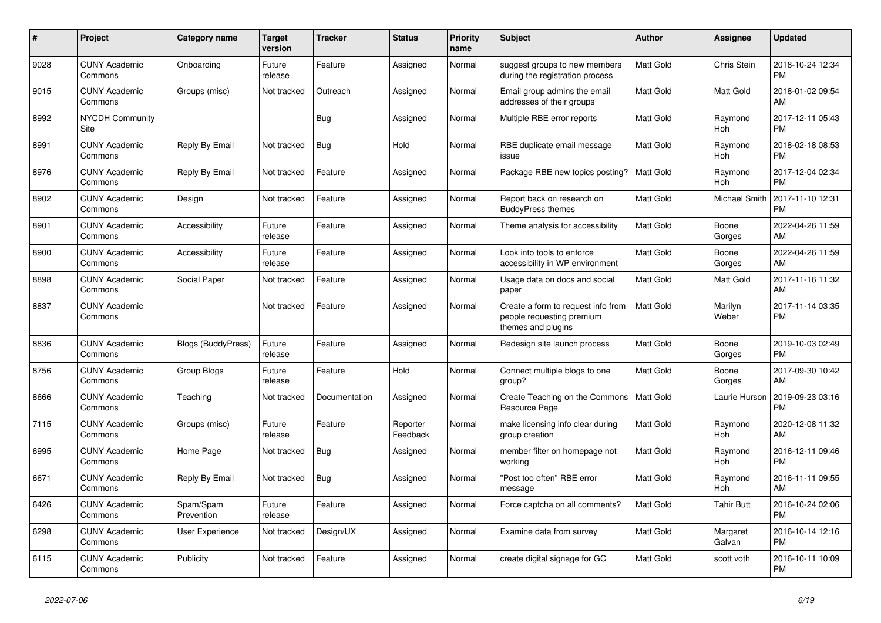| # | Project | Category name | Target version | Tracker | Status | Priority name | Subject | Author | Assignee | Updated |
|---|---|---|---|---|---|---|---|---|---|---|
| 9028 | CUNY Academic Commons | Onboarding | Future release | Feature | Assigned | Normal | suggest groups to new members during the registration process | Matt Gold | Chris Stein | 2018-10-24 12:34 PM |
| 9015 | CUNY Academic Commons | Groups (misc) | Not tracked | Outreach | Assigned | Normal | Email group admins the email addresses of their groups | Matt Gold | Matt Gold | 2018-01-02 09:54 AM |
| 8992 | NYCDH Community Site | | | Bug | Assigned | Normal | Multiple RBE error reports | Matt Gold | Raymond Hoh | 2017-12-11 05:43 PM |
| 8991 | CUNY Academic Commons | Reply By Email | Not tracked | Bug | Hold | Normal | RBE duplicate email message issue | Matt Gold | Raymond Hoh | 2018-02-18 08:53 PM |
| 8976 | CUNY Academic Commons | Reply By Email | Not tracked | Feature | Assigned | Normal | Package RBE new topics posting? | Matt Gold | Raymond Hoh | 2017-12-04 02:34 PM |
| 8902 | CUNY Academic Commons | Design | Not tracked | Feature | Assigned | Normal | Report back on research on BuddyPress themes | Matt Gold | Michael Smith | 2017-11-10 12:31 PM |
| 8901 | CUNY Academic Commons | Accessibility | Future release | Feature | Assigned | Normal | Theme analysis for accessibility | Matt Gold | Boone Gorges | 2022-04-26 11:59 AM |
| 8900 | CUNY Academic Commons | Accessibility | Future release | Feature | Assigned | Normal | Look into tools to enforce accessibility in WP environment | Matt Gold | Boone Gorges | 2022-04-26 11:59 AM |
| 8898 | CUNY Academic Commons | Social Paper | Not tracked | Feature | Assigned | Normal | Usage data on docs and social paper | Matt Gold | Matt Gold | 2017-11-16 11:32 AM |
| 8837 | CUNY Academic Commons | | Not tracked | Feature | Assigned | Normal | Create a form to request info from people requesting premium themes and plugins | Matt Gold | Marilyn Weber | 2017-11-14 03:35 PM |
| 8836 | CUNY Academic Commons | Blogs (BuddyPress) | Future release | Feature | Assigned | Normal | Redesign site launch process | Matt Gold | Boone Gorges | 2019-10-03 02:49 PM |
| 8756 | CUNY Academic Commons | Group Blogs | Future release | Feature | Hold | Normal | Connect multiple blogs to one group? | Matt Gold | Boone Gorges | 2017-09-30 10:42 AM |
| 8666 | CUNY Academic Commons | Teaching | Not tracked | Documentation | Assigned | Normal | Create Teaching on the Commons Resource Page | Matt Gold | Laurie Hurson | 2019-09-23 03:16 PM |
| 7115 | CUNY Academic Commons | Groups (misc) | Future release | Feature | Reporter Feedback | Normal | make licensing info clear during group creation | Matt Gold | Raymond Hoh | 2020-12-08 11:32 AM |
| 6995 | CUNY Academic Commons | Home Page | Not tracked | Bug | Assigned | Normal | member filter on homepage not working | Matt Gold | Raymond Hoh | 2016-12-11 09:46 PM |
| 6671 | CUNY Academic Commons | Reply By Email | Not tracked | Bug | Assigned | Normal | "Post too often" RBE error message | Matt Gold | Raymond Hoh | 2016-11-11 09:55 AM |
| 6426 | CUNY Academic Commons | Spam/Spam Prevention | Future release | Feature | Assigned | Normal | Force captcha on all comments? | Matt Gold | Tahir Butt | 2016-10-24 02:06 PM |
| 6298 | CUNY Academic Commons | User Experience | Not tracked | Design/UX | Assigned | Normal | Examine data from survey | Matt Gold | Margaret Galvan | 2016-10-14 12:16 PM |
| 6115 | CUNY Academic Commons | Publicity | Not tracked | Feature | Assigned | Normal | create digital signage for GC | Matt Gold | scott voth | 2016-10-11 10:09 PM |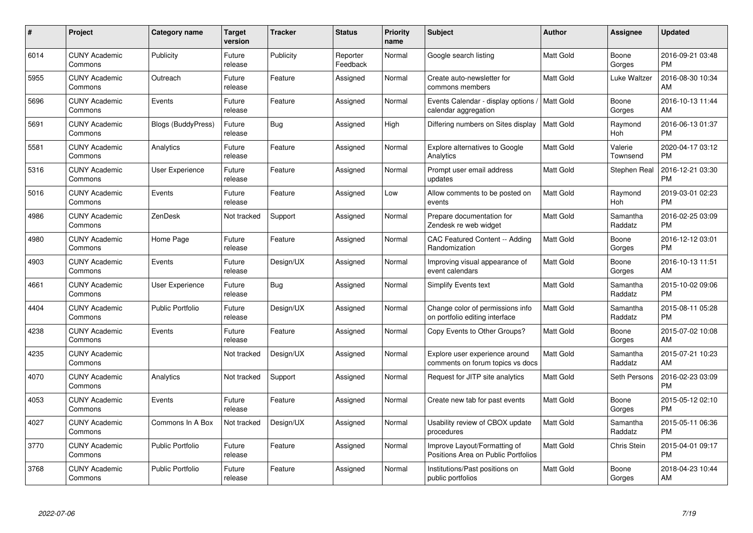| # | Project | Category name | Target version | Tracker | Status | Priority name | Subject | Author | Assignee | Updated |
|---|---|---|---|---|---|---|---|---|---|---|
| 6014 | CUNY Academic Commons | Publicity | Future release | Publicity | Reporter Feedback | Normal | Google search listing | Matt Gold | Boone Gorges | 2016-09-21 03:48 PM |
| 5955 | CUNY Academic Commons | Outreach | Future release | Feature | Assigned | Normal | Create auto-newsletter for commons members | Matt Gold | Luke Waltzer | 2016-08-30 10:34 AM |
| 5696 | CUNY Academic Commons | Events | Future release | Feature | Assigned | Normal | Events Calendar - display options / calendar aggregation | Matt Gold | Boone Gorges | 2016-10-13 11:44 AM |
| 5691 | CUNY Academic Commons | Blogs (BuddyPress) | Future release | Bug | Assigned | High | Differing numbers on Sites display | Matt Gold | Raymond Hoh | 2016-06-13 01:37 PM |
| 5581 | CUNY Academic Commons | Analytics | Future release | Feature | Assigned | Normal | Explore alternatives to Google Analytics | Matt Gold | Valerie Townsend | 2020-04-17 03:12 PM |
| 5316 | CUNY Academic Commons | User Experience | Future release | Feature | Assigned | Normal | Prompt user email address updates | Matt Gold | Stephen Real | 2016-12-21 03:30 PM |
| 5016 | CUNY Academic Commons | Events | Future release | Feature | Assigned | Low | Allow comments to be posted on events | Matt Gold | Raymond Hoh | 2019-03-01 02:23 PM |
| 4986 | CUNY Academic Commons | ZenDesk | Not tracked | Support | Assigned | Normal | Prepare documentation for Zendesk re web widget | Matt Gold | Samantha Raddatz | 2016-02-25 03:09 PM |
| 4980 | CUNY Academic Commons | Home Page | Future release | Feature | Assigned | Normal | CAC Featured Content -- Adding Randomization | Matt Gold | Boone Gorges | 2016-12-12 03:01 PM |
| 4903 | CUNY Academic Commons | Events | Future release | Design/UX | Assigned | Normal | Improving visual appearance of event calendars | Matt Gold | Boone Gorges | 2016-10-13 11:51 AM |
| 4661 | CUNY Academic Commons | User Experience | Future release | Bug | Assigned | Normal | Simplify Events text | Matt Gold | Samantha Raddatz | 2015-10-02 09:06 PM |
| 4404 | CUNY Academic Commons | Public Portfolio | Future release | Design/UX | Assigned | Normal | Change color of permissions info on portfolio editing interface | Matt Gold | Samantha Raddatz | 2015-08-11 05:28 PM |
| 4238 | CUNY Academic Commons | Events | Future release | Feature | Assigned | Normal | Copy Events to Other Groups? | Matt Gold | Boone Gorges | 2015-07-02 10:08 AM |
| 4235 | CUNY Academic Commons | | Not tracked | Design/UX | Assigned | Normal | Explore user experience around comments on forum topics vs docs | Matt Gold | Samantha Raddatz | 2015-07-21 10:23 AM |
| 4070 | CUNY Academic Commons | Analytics | Not tracked | Support | Assigned | Normal | Request for JITP site analytics | Matt Gold | Seth Persons | 2016-02-23 03:09 PM |
| 4053 | CUNY Academic Commons | Events | Future release | Feature | Assigned | Normal | Create new tab for past events | Matt Gold | Boone Gorges | 2015-05-12 02:10 PM |
| 4027 | CUNY Academic Commons | Commons In A Box | Not tracked | Design/UX | Assigned | Normal | Usability review of CBOX update procedures | Matt Gold | Samantha Raddatz | 2015-05-11 06:36 PM |
| 3770 | CUNY Academic Commons | Public Portfolio | Future release | Feature | Assigned | Normal | Improve Layout/Formatting of Positions Area on Public Portfolios | Matt Gold | Chris Stein | 2015-04-01 09:17 PM |
| 3768 | CUNY Academic Commons | Public Portfolio | Future release | Feature | Assigned | Normal | Institutions/Past positions on public portfolios | Matt Gold | Boone Gorges | 2018-04-23 10:44 AM |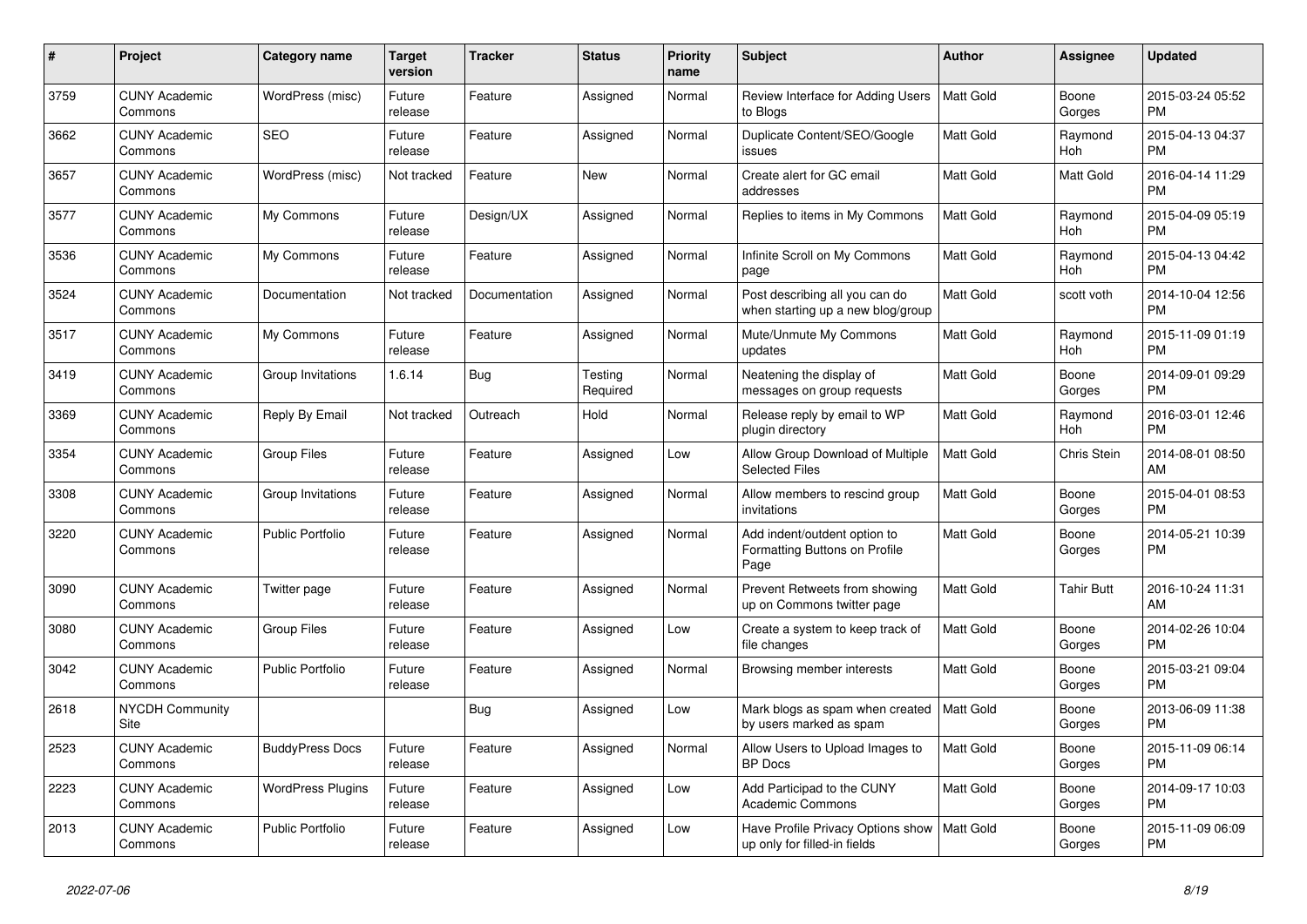| # | Project | Category name | Target version | Tracker | Status | Priority name | Subject | Author | Assignee | Updated |
|---|---|---|---|---|---|---|---|---|---|---|
| 3759 | CUNY Academic Commons | WordPress (misc) | Future release | Feature | Assigned | Normal | Review Interface for Adding Users to Blogs | Matt Gold | Boone Gorges | 2015-03-24 05:52 PM |
| 3662 | CUNY Academic Commons | SEO | Future release | Feature | Assigned | Normal | Duplicate Content/SEO/Google issues | Matt Gold | Raymond Hoh | 2015-04-13 04:37 PM |
| 3657 | CUNY Academic Commons | WordPress (misc) | Not tracked | Feature | New | Normal | Create alert for GC email addresses | Matt Gold | Matt Gold | 2016-04-14 11:29 PM |
| 3577 | CUNY Academic Commons | My Commons | Future release | Design/UX | Assigned | Normal | Replies to items in My Commons | Matt Gold | Raymond Hoh | 2015-04-09 05:19 PM |
| 3536 | CUNY Academic Commons | My Commons | Future release | Feature | Assigned | Normal | Infinite Scroll on My Commons page | Matt Gold | Raymond Hoh | 2015-04-13 04:42 PM |
| 3524 | CUNY Academic Commons | Documentation | Not tracked | Documentation | Assigned | Normal | Post describing all you can do when starting up a new blog/group | Matt Gold | scott voth | 2014-10-04 12:56 PM |
| 3517 | CUNY Academic Commons | My Commons | Future release | Feature | Assigned | Normal | Mute/Unmute My Commons updates | Matt Gold | Raymond Hoh | 2015-11-09 01:19 PM |
| 3419 | CUNY Academic Commons | Group Invitations | 1.6.14 | Bug | Testing Required | Normal | Neatening the display of messages on group requests | Matt Gold | Boone Gorges | 2014-09-01 09:29 PM |
| 3369 | CUNY Academic Commons | Reply By Email | Not tracked | Outreach | Hold | Normal | Release reply by email to WP plugin directory | Matt Gold | Raymond Hoh | 2016-03-01 12:46 PM |
| 3354 | CUNY Academic Commons | Group Files | Future release | Feature | Assigned | Low | Allow Group Download of Multiple Selected Files | Matt Gold | Chris Stein | 2014-08-01 08:50 AM |
| 3308 | CUNY Academic Commons | Group Invitations | Future release | Feature | Assigned | Normal | Allow members to rescind group invitations | Matt Gold | Boone Gorges | 2015-04-01 08:53 PM |
| 3220 | CUNY Academic Commons | Public Portfolio | Future release | Feature | Assigned | Normal | Add indent/outdent option to Formatting Buttons on Profile Page | Matt Gold | Boone Gorges | 2014-05-21 10:39 PM |
| 3090 | CUNY Academic Commons | Twitter page | Future release | Feature | Assigned | Normal | Prevent Retweets from showing up on Commons twitter page | Matt Gold | Tahir Butt | 2016-10-24 11:31 AM |
| 3080 | CUNY Academic Commons | Group Files | Future release | Feature | Assigned | Low | Create a system to keep track of file changes | Matt Gold | Boone Gorges | 2014-02-26 10:04 PM |
| 3042 | CUNY Academic Commons | Public Portfolio | Future release | Feature | Assigned | Normal | Browsing member interests | Matt Gold | Boone Gorges | 2015-03-21 09:04 PM |
| 2618 | NYCDH Community Site | | | Bug | Assigned | Low | Mark blogs as spam when created by users marked as spam | Matt Gold | Boone Gorges | 2013-06-09 11:38 PM |
| 2523 | CUNY Academic Commons | BuddyPress Docs | Future release | Feature | Assigned | Normal | Allow Users to Upload Images to BP Docs | Matt Gold | Boone Gorges | 2015-11-09 06:14 PM |
| 2223 | CUNY Academic Commons | WordPress Plugins | Future release | Feature | Assigned | Low | Add Participad to the CUNY Academic Commons | Matt Gold | Boone Gorges | 2014-09-17 10:03 PM |
| 2013 | CUNY Academic Commons | Public Portfolio | Future release | Feature | Assigned | Low | Have Profile Privacy Options show up only for filled-in fields | Matt Gold | Boone Gorges | 2015-11-09 06:09 PM |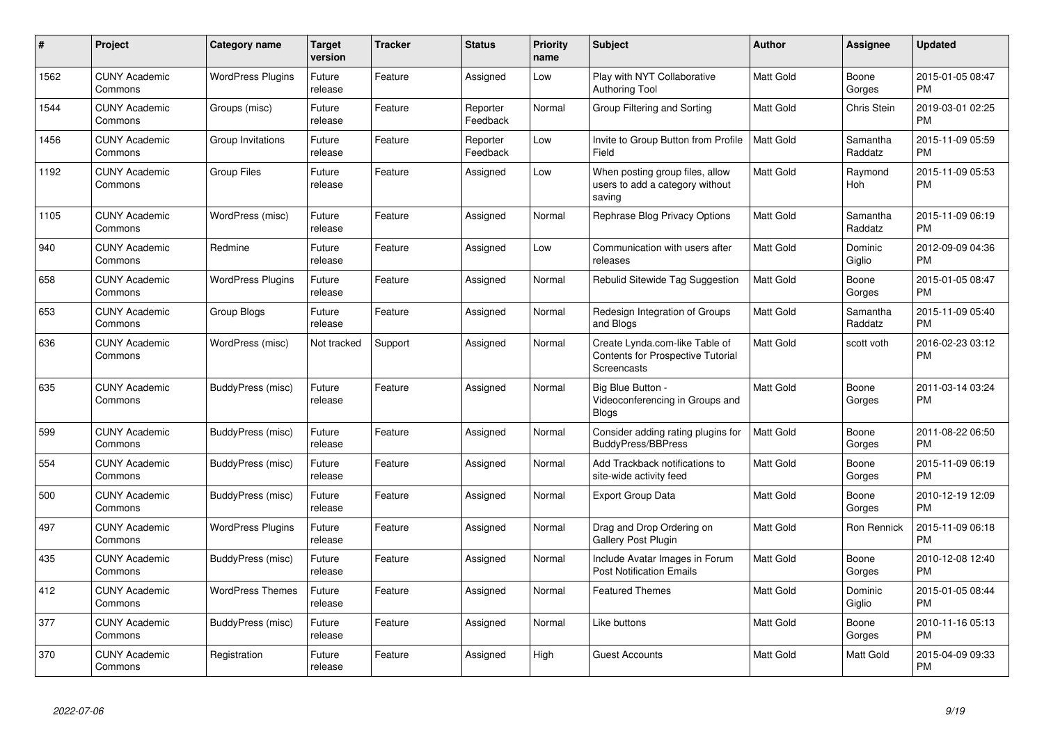| # | Project | Category name | Target version | Tracker | Status | Priority name | Subject | Author | Assignee | Updated |
|---|---|---|---|---|---|---|---|---|---|---|
| 1562 | CUNY Academic Commons | WordPress Plugins | Future release | Feature | Assigned | Low | Play with NYT Collaborative Authoring Tool | Matt Gold | Boone Gorges | 2015-01-05 08:47 PM |
| 1544 | CUNY Academic Commons | Groups (misc) | Future release | Feature | Reporter Feedback | Normal | Group Filtering and Sorting | Matt Gold | Chris Stein | 2019-03-01 02:25 PM |
| 1456 | CUNY Academic Commons | Group Invitations | Future release | Feature | Reporter Feedback | Low | Invite to Group Button from Profile Field | Matt Gold | Samantha Raddatz | 2015-11-09 05:59 PM |
| 1192 | CUNY Academic Commons | Group Files | Future release | Feature | Assigned | Low | When posting group files, allow users to add a category without saving | Matt Gold | Raymond Hoh | 2015-11-09 05:53 PM |
| 1105 | CUNY Academic Commons | WordPress (misc) | Future release | Feature | Assigned | Normal | Rephrase Blog Privacy Options | Matt Gold | Samantha Raddatz | 2015-11-09 06:19 PM |
| 940 | CUNY Academic Commons | Redmine | Future release | Feature | Assigned | Low | Communication with users after releases | Matt Gold | Dominic Giglio | 2012-09-09 04:36 PM |
| 658 | CUNY Academic Commons | WordPress Plugins | Future release | Feature | Assigned | Normal | Rebulid Sitewide Tag Suggestion | Matt Gold | Boone Gorges | 2015-01-05 08:47 PM |
| 653 | CUNY Academic Commons | Group Blogs | Future release | Feature | Assigned | Normal | Redesign Integration of Groups and Blogs | Matt Gold | Samantha Raddatz | 2015-11-09 05:40 PM |
| 636 | CUNY Academic Commons | WordPress (misc) | Not tracked | Support | Assigned | Normal | Create Lynda.com-like Table of Contents for Prospective Tutorial Screencasts | Matt Gold | scott voth | 2016-02-23 03:12 PM |
| 635 | CUNY Academic Commons | BuddyPress (misc) | Future release | Feature | Assigned | Normal | Big Blue Button - Videoconferencing in Groups and Blogs | Matt Gold | Boone Gorges | 2011-03-14 03:24 PM |
| 599 | CUNY Academic Commons | BuddyPress (misc) | Future release | Feature | Assigned | Normal | Consider adding rating plugins for BuddyPress/BBPress | Matt Gold | Boone Gorges | 2011-08-22 06:50 PM |
| 554 | CUNY Academic Commons | BuddyPress (misc) | Future release | Feature | Assigned | Normal | Add Trackback notifications to site-wide activity feed | Matt Gold | Boone Gorges | 2015-11-09 06:19 PM |
| 500 | CUNY Academic Commons | BuddyPress (misc) | Future release | Feature | Assigned | Normal | Export Group Data | Matt Gold | Boone Gorges | 2010-12-19 12:09 PM |
| 497 | CUNY Academic Commons | WordPress Plugins | Future release | Feature | Assigned | Normal | Drag and Drop Ordering on Gallery Post Plugin | Matt Gold | Ron Rennick | 2015-11-09 06:18 PM |
| 435 | CUNY Academic Commons | BuddyPress (misc) | Future release | Feature | Assigned | Normal | Include Avatar Images in Forum Post Notification Emails | Matt Gold | Boone Gorges | 2010-12-08 12:40 PM |
| 412 | CUNY Academic Commons | WordPress Themes | Future release | Feature | Assigned | Normal | Featured Themes | Matt Gold | Dominic Giglio | 2015-01-05 08:44 PM |
| 377 | CUNY Academic Commons | BuddyPress (misc) | Future release | Feature | Assigned | Normal | Like buttons | Matt Gold | Boone Gorges | 2010-11-16 05:13 PM |
| 370 | CUNY Academic Commons | Registration | Future release | Feature | Assigned | High | Guest Accounts | Matt Gold | Matt Gold | 2015-04-09 09:33 PM |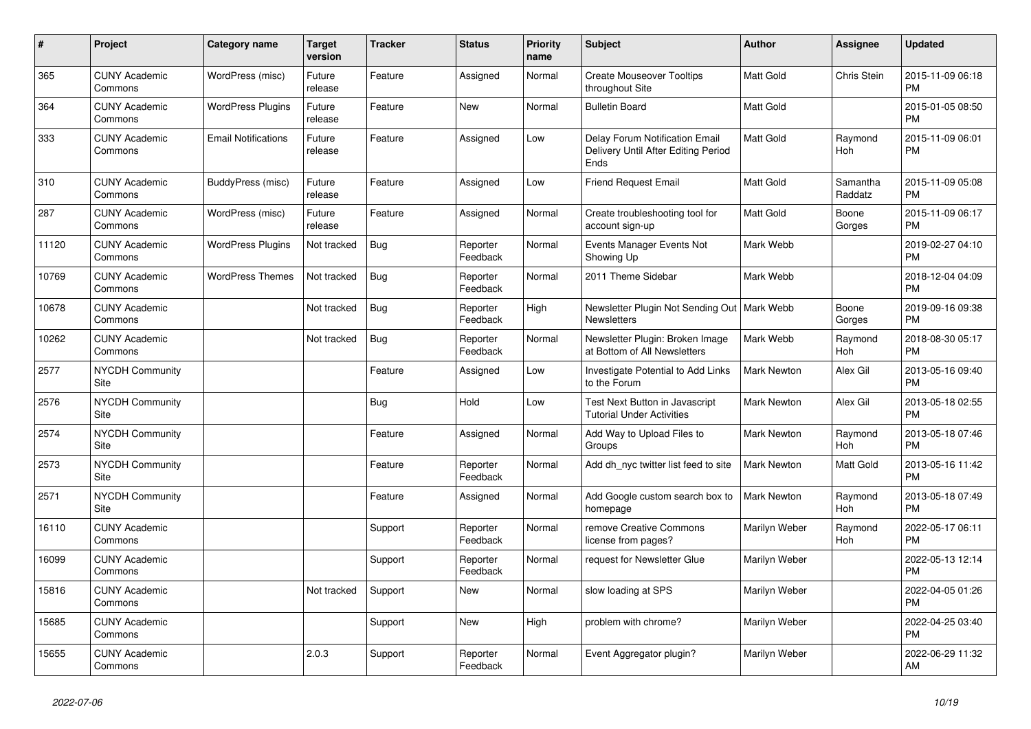| # | Project | Category name | Target version | Tracker | Status | Priority name | Subject | Author | Assignee | Updated |
|---|---|---|---|---|---|---|---|---|---|---|
| 365 | CUNY Academic Commons | WordPress (misc) | Future release | Feature | Assigned | Normal | Create Mouseover Tooltips throughout Site | Matt Gold | Chris Stein | 2015-11-09 06:18 PM |
| 364 | CUNY Academic Commons | WordPress Plugins | Future release | Feature | New | Normal | Bulletin Board | Matt Gold | | 2015-01-05 08:50 PM |
| 333 | CUNY Academic Commons | Email Notifications | Future release | Feature | Assigned | Low | Delay Forum Notification Email Delivery Until After Editing Period Ends | Matt Gold | Raymond Hoh | 2015-11-09 06:01 PM |
| 310 | CUNY Academic Commons | BuddyPress (misc) | Future release | Feature | Assigned | Low | Friend Request Email | Matt Gold | Samantha Raddatz | 2015-11-09 05:08 PM |
| 287 | CUNY Academic Commons | WordPress (misc) | Future release | Feature | Assigned | Normal | Create troubleshooting tool for account sign-up | Matt Gold | Boone Gorges | 2015-11-09 06:17 PM |
| 11120 | CUNY Academic Commons | WordPress Plugins | Not tracked | Bug | Reporter Feedback | Normal | Events Manager Events Not Showing Up | Mark Webb | | 2019-02-27 04:10 PM |
| 10769 | CUNY Academic Commons | WordPress Themes | Not tracked | Bug | Reporter Feedback | Normal | 2011 Theme Sidebar | Mark Webb | | 2018-12-04 04:09 PM |
| 10678 | CUNY Academic Commons | | Not tracked | Bug | Reporter Feedback | High | Newsletter Plugin Not Sending Out Newsletters | Mark Webb | Boone Gorges | 2019-09-16 09:38 PM |
| 10262 | CUNY Academic Commons | | Not tracked | Bug | Reporter Feedback | Normal | Newsletter Plugin: Broken Image at Bottom of All Newsletters | Mark Webb | Raymond Hoh | 2018-08-30 05:17 PM |
| 2577 | NYCDH Community Site | | | Feature | Assigned | Low | Investigate Potential to Add Links to the Forum | Mark Newton | Alex Gil | 2013-05-16 09:40 PM |
| 2576 | NYCDH Community Site | | | Bug | Hold | Low | Test Next Button in Javascript Tutorial Under Activities | Mark Newton | Alex Gil | 2013-05-18 02:55 PM |
| 2574 | NYCDH Community Site | | | Feature | Assigned | Normal | Add Way to Upload Files to Groups | Mark Newton | Raymond Hoh | 2013-05-18 07:46 PM |
| 2573 | NYCDH Community Site | | | Feature | Reporter Feedback | Normal | Add dh_nyc twitter list feed to site | Mark Newton | Matt Gold | 2013-05-16 11:42 PM |
| 2571 | NYCDH Community Site | | | Feature | Assigned | Normal | Add Google custom search box to homepage | Mark Newton | Raymond Hoh | 2013-05-18 07:49 PM |
| 16110 | CUNY Academic Commons | | | Support | Reporter Feedback | Normal | remove Creative Commons license from pages? | Marilyn Weber | Raymond Hoh | 2022-05-17 06:11 PM |
| 16099 | CUNY Academic Commons | | | Support | Reporter Feedback | Normal | request for Newsletter Glue | Marilyn Weber | | 2022-05-13 12:14 PM |
| 15816 | CUNY Academic Commons | | Not tracked | Support | New | Normal | slow loading at SPS | Marilyn Weber | | 2022-04-05 01:26 PM |
| 15685 | CUNY Academic Commons | | | Support | New | High | problem with chrome? | Marilyn Weber | | 2022-04-25 03:40 PM |
| 15655 | CUNY Academic Commons | | 2.0.3 | Support | Reporter Feedback | Normal | Event Aggregator plugin? | Marilyn Weber | | 2022-06-29 11:32 AM |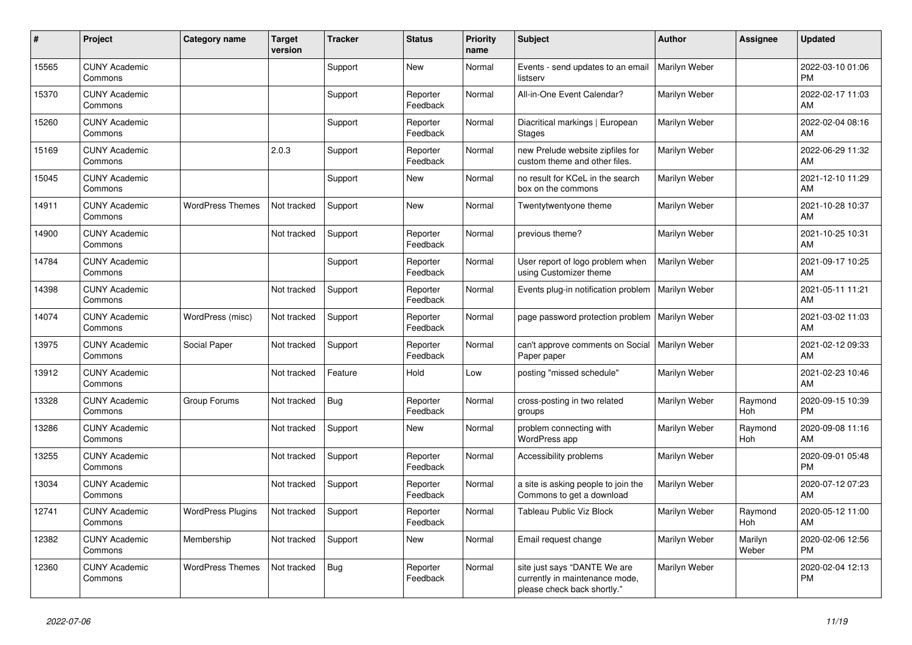| # | Project | Category name | Target version | Tracker | Status | Priority name | Subject | Author | Assignee | Updated |
|---|---|---|---|---|---|---|---|---|---|---|
| 15565 | CUNY Academic Commons | | | Support | New | Normal | Events - send updates to an email listserv | Marilyn Weber | | 2022-03-10 01:06 PM |
| 15370 | CUNY Academic Commons | | | Support | Reporter Feedback | Normal | All-in-One Event Calendar? | Marilyn Weber | | 2022-02-17 11:03 AM |
| 15260 | CUNY Academic Commons | | | Support | Reporter Feedback | Normal | Diacritical markings \| European Stages | Marilyn Weber | | 2022-02-04 08:16 AM |
| 15169 | CUNY Academic Commons | | 2.0.3 | Support | Reporter Feedback | Normal | new Prelude website zipfiles for custom theme and other files. | Marilyn Weber | | 2022-06-29 11:32 AM |
| 15045 | CUNY Academic Commons | | | Support | New | Normal | no result for KCeL in the search box on the commons | Marilyn Weber | | 2021-12-10 11:29 AM |
| 14911 | CUNY Academic Commons | WordPress Themes | Not tracked | Support | New | Normal | Twentytwentyone theme | Marilyn Weber | | 2021-10-28 10:37 AM |
| 14900 | CUNY Academic Commons | | Not tracked | Support | Reporter Feedback | Normal | previous theme? | Marilyn Weber | | 2021-10-25 10:31 AM |
| 14784 | CUNY Academic Commons | | | Support | Reporter Feedback | Normal | User report of logo problem when using Customizer theme | Marilyn Weber | | 2021-09-17 10:25 AM |
| 14398 | CUNY Academic Commons | | Not tracked | Support | Reporter Feedback | Normal | Events plug-in notification problem | Marilyn Weber | | 2021-05-11 11:21 AM |
| 14074 | CUNY Academic Commons | WordPress (misc) | Not tracked | Support | Reporter Feedback | Normal | page password protection problem | Marilyn Weber | | 2021-03-02 11:03 AM |
| 13975 | CUNY Academic Commons | Social Paper | Not tracked | Support | Reporter Feedback | Normal | can't approve comments on Social Paper paper | Marilyn Weber | | 2021-02-12 09:33 AM |
| 13912 | CUNY Academic Commons | | Not tracked | Feature | Hold | Low | posting "missed schedule" | Marilyn Weber | | 2021-02-23 10:46 AM |
| 13328 | CUNY Academic Commons | Group Forums | Not tracked | Bug | Reporter Feedback | Normal | cross-posting in two related groups | Marilyn Weber | Raymond Hoh | 2020-09-15 10:39 PM |
| 13286 | CUNY Academic Commons | | Not tracked | Support | New | Normal | problem connecting with WordPress app | Marilyn Weber | Raymond Hoh | 2020-09-08 11:16 AM |
| 13255 | CUNY Academic Commons | | Not tracked | Support | Reporter Feedback | Normal | Accessibility problems | Marilyn Weber | | 2020-09-01 05:48 PM |
| 13034 | CUNY Academic Commons | | Not tracked | Support | Reporter Feedback | Normal | a site is asking people to join the Commons to get a download | Marilyn Weber | | 2020-07-12 07:23 AM |
| 12741 | CUNY Academic Commons | WordPress Plugins | Not tracked | Support | Reporter Feedback | Normal | Tableau Public Viz Block | Marilyn Weber | Raymond Hoh | 2020-05-12 11:00 AM |
| 12382 | CUNY Academic Commons | Membership | Not tracked | Support | New | Normal | Email request change | Marilyn Weber | Marilyn Weber | 2020-02-06 12:56 PM |
| 12360 | CUNY Academic Commons | WordPress Themes | Not tracked | Bug | Reporter Feedback | Normal | site just says "DANTE We are currently in maintenance mode, please check back shortly." | Marilyn Weber | | 2020-02-04 12:13 PM |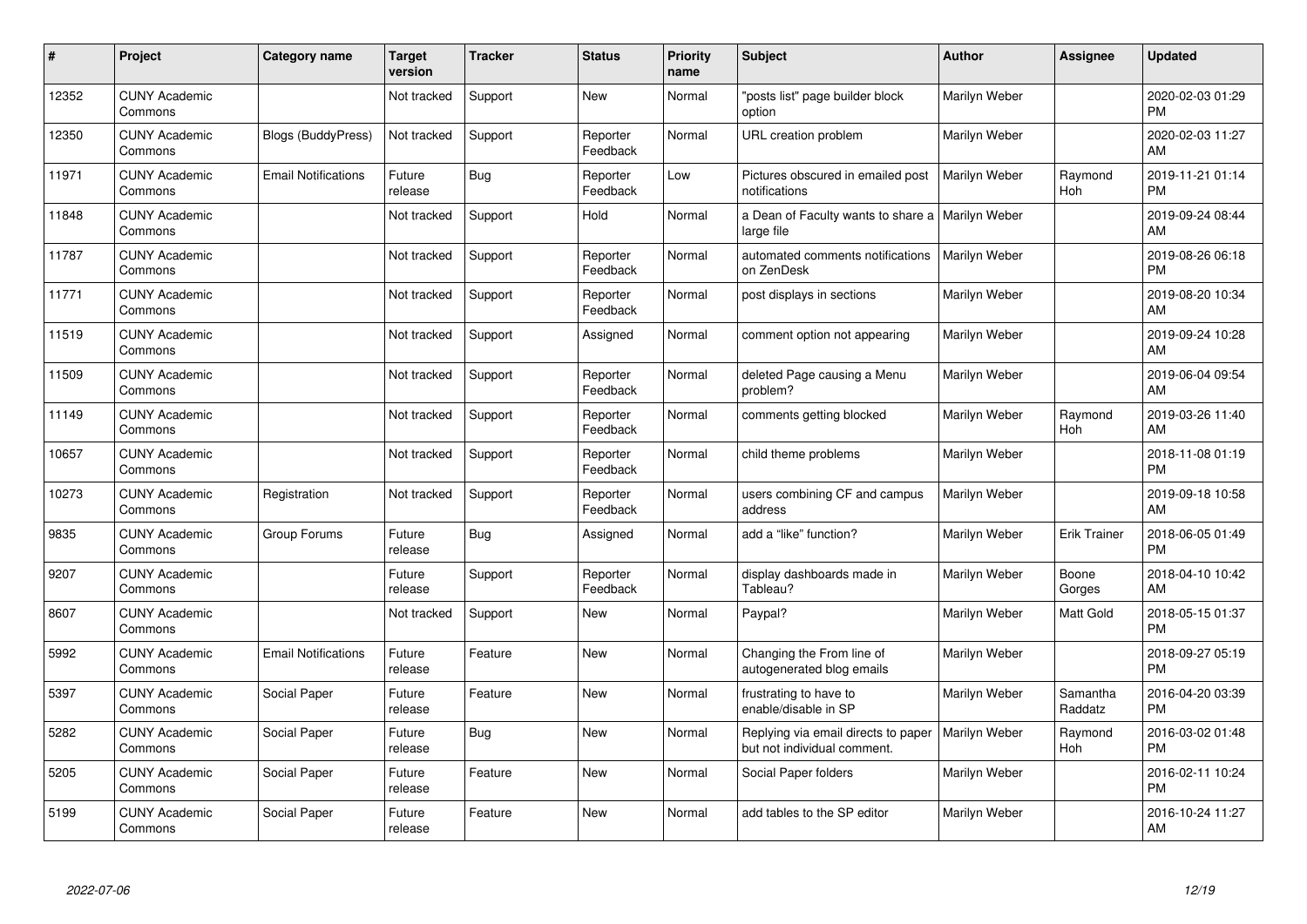| # | Project | Category name | Target version | Tracker | Status | Priority name | Subject | Author | Assignee | Updated |
|---|---|---|---|---|---|---|---|---|---|---|
| 12352 | CUNY Academic Commons | | Not tracked | Support | New | Normal | "posts list" page builder block option | Marilyn Weber | | 2020-02-03 01:29 PM |
| 12350 | CUNY Academic Commons | Blogs (BuddyPress) | Not tracked | Support | Reporter Feedback | Normal | URL creation problem | Marilyn Weber | | 2020-02-03 11:27 AM |
| 11971 | CUNY Academic Commons | Email Notifications | Future release | Bug | Reporter Feedback | Low | Pictures obscured in emailed post notifications | Marilyn Weber | Raymond Hoh | 2019-11-21 01:14 PM |
| 11848 | CUNY Academic Commons | | Not tracked | Support | Hold | Normal | a Dean of Faculty wants to share a large file | Marilyn Weber | | 2019-09-24 08:44 AM |
| 11787 | CUNY Academic Commons | | Not tracked | Support | Reporter Feedback | Normal | automated comments notifications on ZenDesk | Marilyn Weber | | 2019-08-26 06:18 PM |
| 11771 | CUNY Academic Commons | | Not tracked | Support | Reporter Feedback | Normal | post displays in sections | Marilyn Weber | | 2019-08-20 10:34 AM |
| 11519 | CUNY Academic Commons | | Not tracked | Support | Assigned | Normal | comment option not appearing | Marilyn Weber | | 2019-09-24 10:28 AM |
| 11509 | CUNY Academic Commons | | Not tracked | Support | Reporter Feedback | Normal | deleted Page causing a Menu problem? | Marilyn Weber | | 2019-06-04 09:54 AM |
| 11149 | CUNY Academic Commons | | Not tracked | Support | Reporter Feedback | Normal | comments getting blocked | Marilyn Weber | Raymond Hoh | 2019-03-26 11:40 AM |
| 10657 | CUNY Academic Commons | | Not tracked | Support | Reporter Feedback | Normal | child theme problems | Marilyn Weber | | 2018-11-08 01:19 PM |
| 10273 | CUNY Academic Commons | Registration | Not tracked | Support | Reporter Feedback | Normal | users combining CF and campus address | Marilyn Weber | | 2019-09-18 10:58 AM |
| 9835 | CUNY Academic Commons | Group Forums | Future release | Bug | Assigned | Normal | add a "like" function? | Marilyn Weber | Erik Trainer | 2018-06-05 01:49 PM |
| 9207 | CUNY Academic Commons | | Future release | Support | Reporter Feedback | Normal | display dashboards made in Tableau? | Marilyn Weber | Boone Gorges | 2018-04-10 10:42 AM |
| 8607 | CUNY Academic Commons | | Not tracked | Support | New | Normal | Paypal? | Marilyn Weber | Matt Gold | 2018-05-15 01:37 PM |
| 5992 | CUNY Academic Commons | Email Notifications | Future release | Feature | New | Normal | Changing the From line of autogenerated blog emails | Marilyn Weber | | 2018-09-27 05:19 PM |
| 5397 | CUNY Academic Commons | Social Paper | Future release | Feature | New | Normal | frustrating to have to enable/disable in SP | Marilyn Weber | Samantha Raddatz | 2016-04-20 03:39 PM |
| 5282 | CUNY Academic Commons | Social Paper | Future release | Bug | New | Normal | Replying via email directs to paper but not individual comment. | Marilyn Weber | Raymond Hoh | 2016-03-02 01:48 PM |
| 5205 | CUNY Academic Commons | Social Paper | Future release | Feature | New | Normal | Social Paper folders | Marilyn Weber | | 2016-02-11 10:24 PM |
| 5199 | CUNY Academic Commons | Social Paper | Future release | Feature | New | Normal | add tables to the SP editor | Marilyn Weber | | 2016-10-24 11:27 AM |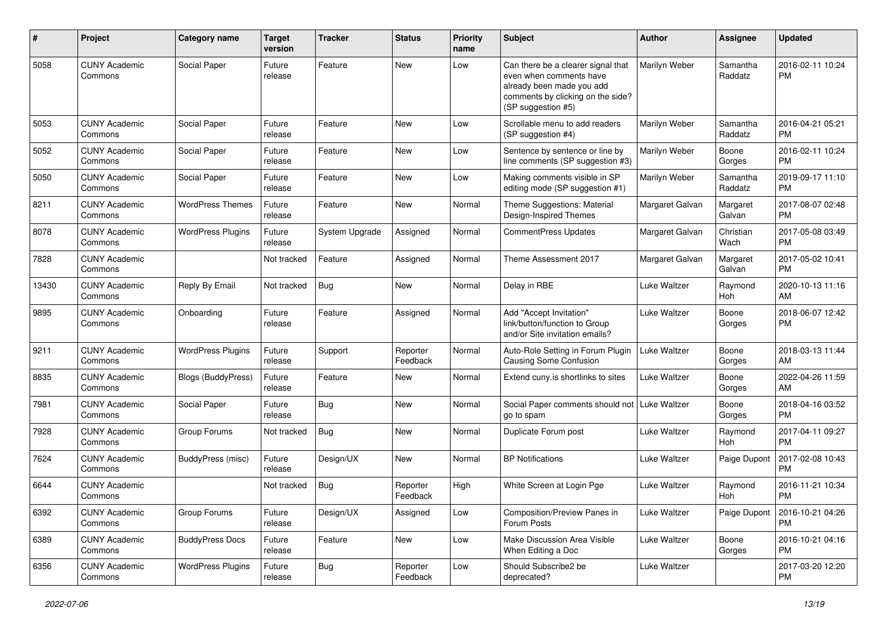| # | Project | Category name | Target version | Tracker | Status | Priority name | Subject | Author | Assignee | Updated |
|---|---|---|---|---|---|---|---|---|---|---|
| 5058 | CUNY Academic Commons | Social Paper | Future release | Feature | New | Low | Can there be a clearer signal that even when comments have already been made you add comments by clicking on the side? (SP suggestion #5) | Marilyn Weber | Samantha Raddatz | 2016-02-11 10:24 PM |
| 5053 | CUNY Academic Commons | Social Paper | Future release | Feature | New | Low | Scrollable menu to add readers (SP suggestion #4) | Marilyn Weber | Samantha Raddatz | 2016-04-21 05:21 PM |
| 5052 | CUNY Academic Commons | Social Paper | Future release | Feature | New | Low | Sentence by sentence or line by line comments (SP suggestion #3) | Marilyn Weber | Boone Gorges | 2016-02-11 10:24 PM |
| 5050 | CUNY Academic Commons | Social Paper | Future release | Feature | New | Low | Making comments visible in SP editing mode (SP suggestion #1) | Marilyn Weber | Samantha Raddatz | 2019-09-17 11:10 PM |
| 8211 | CUNY Academic Commons | WordPress Themes | Future release | Feature | New | Normal | Theme Suggestions: Material Design-Inspired Themes | Margaret Galvan | Margaret Galvan | 2017-08-07 02:48 PM |
| 8078 | CUNY Academic Commons | WordPress Plugins | Future release | System Upgrade | Assigned | Normal | CommentPress Updates | Margaret Galvan | Christian Wach | 2017-05-08 03:49 PM |
| 7828 | CUNY Academic Commons | | Not tracked | Feature | Assigned | Normal | Theme Assessment 2017 | Margaret Galvan | Margaret Galvan | 2017-05-02 10:41 PM |
| 13430 | CUNY Academic Commons | Reply By Email | Not tracked | Bug | New | Normal | Delay in RBE | Luke Waltzer | Raymond Hoh | 2020-10-13 11:16 AM |
| 9895 | CUNY Academic Commons | Onboarding | Future release | Feature | Assigned | Normal | Add "Accept Invitation" link/button/function to Group and/or Site invitation emails? | Luke Waltzer | Boone Gorges | 2018-06-07 12:42 PM |
| 9211 | CUNY Academic Commons | WordPress Plugins | Future release | Support | Reporter Feedback | Normal | Auto-Role Setting in Forum Plugin Causing Some Confusion | Luke Waltzer | Boone Gorges | 2018-03-13 11:44 AM |
| 8835 | CUNY Academic Commons | Blogs (BuddyPress) | Future release | Feature | New | Normal | Extend cuny.is shortlinks to sites | Luke Waltzer | Boone Gorges | 2022-04-26 11:59 AM |
| 7981 | CUNY Academic Commons | Social Paper | Future release | Bug | New | Normal | Social Paper comments should not go to spam | Luke Waltzer | Boone Gorges | 2018-04-16 03:52 PM |
| 7928 | CUNY Academic Commons | Group Forums | Not tracked | Bug | New | Normal | Duplicate Forum post | Luke Waltzer | Raymond Hoh | 2017-04-11 09:27 PM |
| 7624 | CUNY Academic Commons | BuddyPress (misc) | Future release | Design/UX | New | Normal | BP Notifications | Luke Waltzer | Paige Dupont | 2017-02-08 10:43 PM |
| 6644 | CUNY Academic Commons | | Not tracked | Bug | Reporter Feedback | High | White Screen at Login Pge | Luke Waltzer | Raymond Hoh | 2016-11-21 10:34 PM |
| 6392 | CUNY Academic Commons | Group Forums | Future release | Design/UX | Assigned | Low | Composition/Preview Panes in Forum Posts | Luke Waltzer | Paige Dupont | 2016-10-21 04:26 PM |
| 6389 | CUNY Academic Commons | BuddyPress Docs | Future release | Feature | New | Low | Make Discussion Area Visible When Editing a Doc | Luke Waltzer | Boone Gorges | 2016-10-21 04:16 PM |
| 6356 | CUNY Academic Commons | WordPress Plugins | Future release | Bug | Reporter Feedback | Low | Should Subscribe2 be deprecated? | Luke Waltzer | | 2017-03-20 12:20 PM |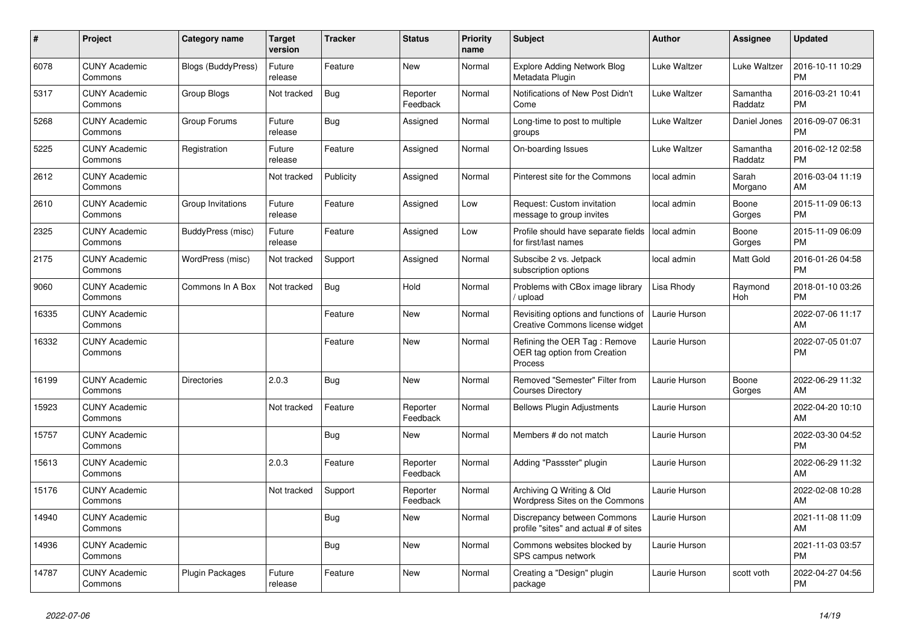| # | Project | Category name | Target version | Tracker | Status | Priority name | Subject | Author | Assignee | Updated |
|---|---|---|---|---|---|---|---|---|---|---|
| 6078 | CUNY Academic Commons | Blogs (BuddyPress) | Future release | Feature | New | Normal | Explore Adding Network Blog Metadata Plugin | Luke Waltzer | Luke Waltzer | 2016-10-11 10:29 PM |
| 5317 | CUNY Academic Commons | Group Blogs | Not tracked | Bug | Reporter Feedback | Normal | Notifications of New Post Didn't Come | Luke Waltzer | Samantha Raddatz | 2016-03-21 10:41 PM |
| 5268 | CUNY Academic Commons | Group Forums | Future release | Bug | Assigned | Normal | Long-time to post to multiple groups | Luke Waltzer | Daniel Jones | 2016-09-07 06:31 PM |
| 5225 | CUNY Academic Commons | Registration | Future release | Feature | Assigned | Normal | On-boarding Issues | Luke Waltzer | Samantha Raddatz | 2016-02-12 02:58 PM |
| 2612 | CUNY Academic Commons | | Not tracked | Publicity | Assigned | Normal | Pinterest site for the Commons | local admin | Sarah Morgano | 2016-03-04 11:19 AM |
| 2610 | CUNY Academic Commons | Group Invitations | Future release | Feature | Assigned | Low | Request: Custom invitation message to group invites | local admin | Boone Gorges | 2015-11-09 06:13 PM |
| 2325 | CUNY Academic Commons | BuddyPress (misc) | Future release | Feature | Assigned | Low | Profile should have separate fields for first/last names | local admin | Boone Gorges | 2015-11-09 06:09 PM |
| 2175 | CUNY Academic Commons | WordPress (misc) | Not tracked | Support | Assigned | Normal | Subscibe 2 vs. Jetpack subscription options | local admin | Matt Gold | 2016-01-26 04:58 PM |
| 9060 | CUNY Academic Commons | Commons In A Box | Not tracked | Bug | Hold | Normal | Problems with CBox image library / upload | Lisa Rhody | Raymond Hoh | 2018-01-10 03:26 PM |
| 16335 | CUNY Academic Commons | | | Feature | New | Normal | Revisiting options and functions of Creative Commons license widget | Laurie Hurson | | 2022-07-06 11:17 AM |
| 16332 | CUNY Academic Commons | | | Feature | New | Normal | Refining the OER Tag : Remove OER tag option from Creation Process | Laurie Hurson | | 2022-07-05 01:07 PM |
| 16199 | CUNY Academic Commons | Directories | 2.0.3 | Bug | New | Normal | Removed "Semester" Filter from Courses Directory | Laurie Hurson | Boone Gorges | 2022-06-29 11:32 AM |
| 15923 | CUNY Academic Commons | | Not tracked | Feature | Reporter Feedback | Normal | Bellows Plugin Adjustments | Laurie Hurson | | 2022-04-20 10:10 AM |
| 15757 | CUNY Academic Commons | | | Bug | New | Normal | Members # do not match | Laurie Hurson | | 2022-03-30 04:52 PM |
| 15613 | CUNY Academic Commons | | 2.0.3 | Feature | Reporter Feedback | Normal | Adding "Passster" plugin | Laurie Hurson | | 2022-06-29 11:32 AM |
| 15176 | CUNY Academic Commons | | Not tracked | Support | Reporter Feedback | Normal | Archiving Q Writing & Old Wordpress Sites on the Commons | Laurie Hurson | | 2022-02-08 10:28 AM |
| 14940 | CUNY Academic Commons | | | Bug | New | Normal | Discrepancy between Commons profile "sites" and actual # of sites | Laurie Hurson | | 2021-11-08 11:09 AM |
| 14936 | CUNY Academic Commons | | | Bug | New | Normal | Commons websites blocked by SPS campus network | Laurie Hurson | | 2021-11-03 03:57 PM |
| 14787 | CUNY Academic Commons | Plugin Packages | Future release | Feature | New | Normal | Creating a "Design" plugin package | Laurie Hurson | scott voth | 2022-04-27 04:56 PM |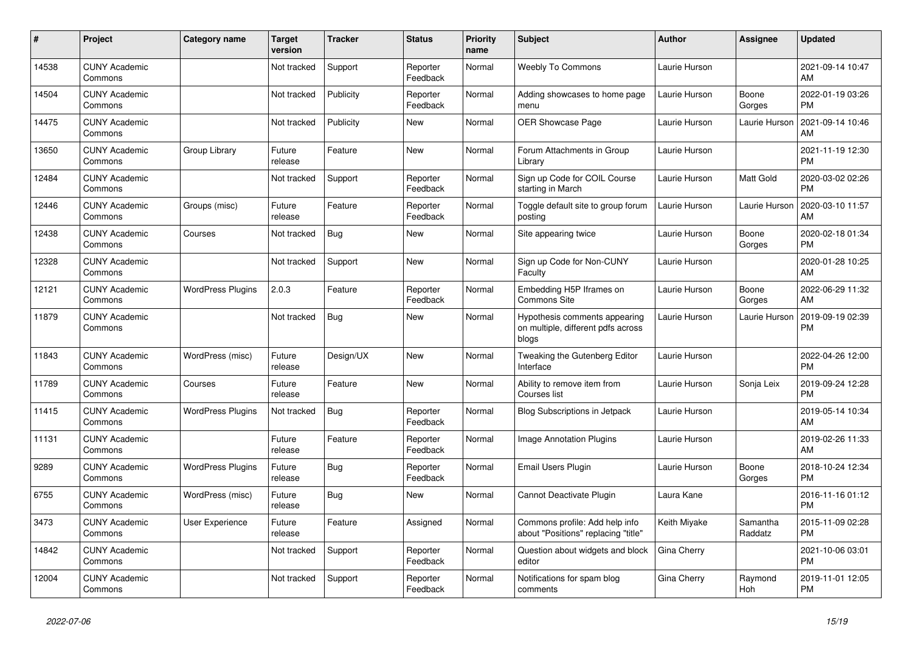| # | Project | Category name | Target version | Tracker | Status | Priority name | Subject | Author | Assignee | Updated |
|---|---|---|---|---|---|---|---|---|---|---|
| 14538 | CUNY Academic Commons | | Not tracked | Support | Reporter Feedback | Normal | Weebly To Commons | Laurie Hurson | | 2021-09-14 10:47 AM |
| 14504 | CUNY Academic Commons | | Not tracked | Publicity | Reporter Feedback | Normal | Adding showcases to home page menu | Laurie Hurson | Boone Gorges | 2022-01-19 03:26 PM |
| 14475 | CUNY Academic Commons | | Not tracked | Publicity | New | Normal | OER Showcase Page | Laurie Hurson | Laurie Hurson | 2021-09-14 10:46 AM |
| 13650 | CUNY Academic Commons | Group Library | Future release | Feature | New | Normal | Forum Attachments in Group Library | Laurie Hurson | | 2021-11-19 12:30 PM |
| 12484 | CUNY Academic Commons | | Not tracked | Support | Reporter Feedback | Normal | Sign up Code for COIL Course starting in March | Laurie Hurson | Matt Gold | 2020-03-02 02:26 PM |
| 12446 | CUNY Academic Commons | Groups (misc) | Future release | Feature | Reporter Feedback | Normal | Toggle default site to group forum posting | Laurie Hurson | Laurie Hurson | 2020-03-10 11:57 AM |
| 12438 | CUNY Academic Commons | Courses | Not tracked | Bug | New | Normal | Site appearing twice | Laurie Hurson | Boone Gorges | 2020-02-18 01:34 PM |
| 12328 | CUNY Academic Commons | | Not tracked | Support | New | Normal | Sign up Code for Non-CUNY Faculty | Laurie Hurson | | 2020-01-28 10:25 AM |
| 12121 | CUNY Academic Commons | WordPress Plugins | 2.0.3 | Feature | Reporter Feedback | Normal | Embedding H5P Iframes on Commons Site | Laurie Hurson | Boone Gorges | 2022-06-29 11:32 AM |
| 11879 | CUNY Academic Commons | | Not tracked | Bug | New | Normal | Hypothesis comments appearing on multiple, different pdfs across blogs | Laurie Hurson | Laurie Hurson | 2019-09-19 02:39 PM |
| 11843 | CUNY Academic Commons | WordPress (misc) | Future release | Design/UX | New | Normal | Tweaking the Gutenberg Editor Interface | Laurie Hurson | | 2022-04-26 12:00 PM |
| 11789 | CUNY Academic Commons | Courses | Future release | Feature | New | Normal | Ability to remove item from Courses list | Laurie Hurson | Sonja Leix | 2019-09-24 12:28 PM |
| 11415 | CUNY Academic Commons | WordPress Plugins | Not tracked | Bug | Reporter Feedback | Normal | Blog Subscriptions in Jetpack | Laurie Hurson | | 2019-05-14 10:34 AM |
| 11131 | CUNY Academic Commons | | Future release | Feature | Reporter Feedback | Normal | Image Annotation Plugins | Laurie Hurson | | 2019-02-26 11:33 AM |
| 9289 | CUNY Academic Commons | WordPress Plugins | Future release | Bug | Reporter Feedback | Normal | Email Users Plugin | Laurie Hurson | Boone Gorges | 2018-10-24 12:34 PM |
| 6755 | CUNY Academic Commons | WordPress (misc) | Future release | Bug | New | Normal | Cannot Deactivate Plugin | Laura Kane | | 2016-11-16 01:12 PM |
| 3473 | CUNY Academic Commons | User Experience | Future release | Feature | Assigned | Normal | Commons profile: Add help info about "Positions" replacing "title" | Keith Miyake | Samantha Raddatz | 2015-11-09 02:28 PM |
| 14842 | CUNY Academic Commons | | Not tracked | Support | Reporter Feedback | Normal | Question about widgets and block editor | Gina Cherry | | 2021-10-06 03:01 PM |
| 12004 | CUNY Academic Commons | | Not tracked | Support | Reporter Feedback | Normal | Notifications for spam blog comments | Gina Cherry | Raymond Hoh | 2019-11-01 12:05 PM |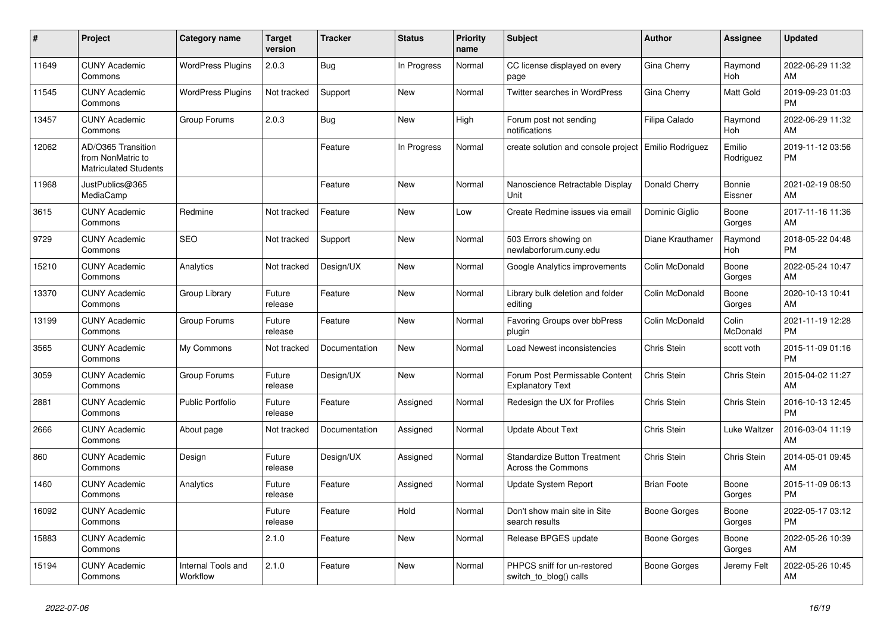| # | Project | Category name | Target version | Tracker | Status | Priority name | Subject | Author | Assignee | Updated |
|---|---|---|---|---|---|---|---|---|---|---|
| 11649 | CUNY Academic Commons | WordPress Plugins | 2.0.3 | Bug | In Progress | Normal | CC license displayed on every page | Gina Cherry | Raymond Hoh | 2022-06-29 11:32 AM |
| 11545 | CUNY Academic Commons | WordPress Plugins | Not tracked | Support | New | Normal | Twitter searches in WordPress | Gina Cherry | Matt Gold | 2019-09-23 01:03 PM |
| 13457 | CUNY Academic Commons | Group Forums | 2.0.3 | Bug | New | High | Forum post not sending notifications | Filipa Calado | Raymond Hoh | 2022-06-29 11:32 AM |
| 12062 | AD/O365 Transition from NonMatric to Matriculated Students | | | Feature | In Progress | Normal | create solution and console project | Emilio Rodriguez | Emilio Rodriguez | 2019-11-12 03:56 PM |
| 11968 | JustPublics@365 MediaCamp | | | Feature | New | Normal | Nanoscience Retractable Display Unit | Donald Cherry | Bonnie Eissner | 2021-02-19 08:50 AM |
| 3615 | CUNY Academic Commons | Redmine | Not tracked | Feature | New | Low | Create Redmine issues via email | Dominic Giglio | Boone Gorges | 2017-11-16 11:36 AM |
| 9729 | CUNY Academic Commons | SEO | Not tracked | Support | New | Normal | 503 Errors showing on newlaborforum.cuny.edu | Diane Krauthamer | Raymond Hoh | 2018-05-22 04:48 PM |
| 15210 | CUNY Academic Commons | Analytics | Not tracked | Design/UX | New | Normal | Google Analytics improvements | Colin McDonald | Boone Gorges | 2022-05-24 10:47 AM |
| 13370 | CUNY Academic Commons | Group Library | Future release | Feature | New | Normal | Library bulk deletion and folder editing | Colin McDonald | Boone Gorges | 2020-10-13 10:41 AM |
| 13199 | CUNY Academic Commons | Group Forums | Future release | Feature | New | Normal | Favoring Groups over bbPress plugin | Colin McDonald | Colin McDonald | 2021-11-19 12:28 PM |
| 3565 | CUNY Academic Commons | My Commons | Not tracked | Documentation | New | Normal | Load Newest inconsistencies | Chris Stein | scott voth | 2015-11-09 01:16 PM |
| 3059 | CUNY Academic Commons | Group Forums | Future release | Design/UX | New | Normal | Forum Post Permissable Content Explanatory Text | Chris Stein | Chris Stein | 2015-04-02 11:27 AM |
| 2881 | CUNY Academic Commons | Public Portfolio | Future release | Feature | Assigned | Normal | Redesign the UX for Profiles | Chris Stein | Chris Stein | 2016-10-13 12:45 PM |
| 2666 | CUNY Academic Commons | About page | Not tracked | Documentation | Assigned | Normal | Update About Text | Chris Stein | Luke Waltzer | 2016-03-04 11:19 AM |
| 860 | CUNY Academic Commons | Design | Future release | Design/UX | Assigned | Normal | Standardize Button Treatment Across the Commons | Chris Stein | Chris Stein | 2014-05-01 09:45 AM |
| 1460 | CUNY Academic Commons | Analytics | Future release | Feature | Assigned | Normal | Update System Report | Brian Foote | Boone Gorges | 2015-11-09 06:13 PM |
| 16092 | CUNY Academic Commons | | Future release | Feature | Hold | Normal | Don't show main site in Site search results | Boone Gorges | Boone Gorges | 2022-05-17 03:12 PM |
| 15883 | CUNY Academic Commons | | 2.1.0 | Feature | New | Normal | Release BPGES update | Boone Gorges | Boone Gorges | 2022-05-26 10:39 AM |
| 15194 | CUNY Academic Commons | Internal Tools and Workflow | 2.1.0 | Feature | New | Normal | PHPCS sniff for un-restored switch_to_blog() calls | Boone Gorges | Jeremy Felt | 2022-05-26 10:45 AM |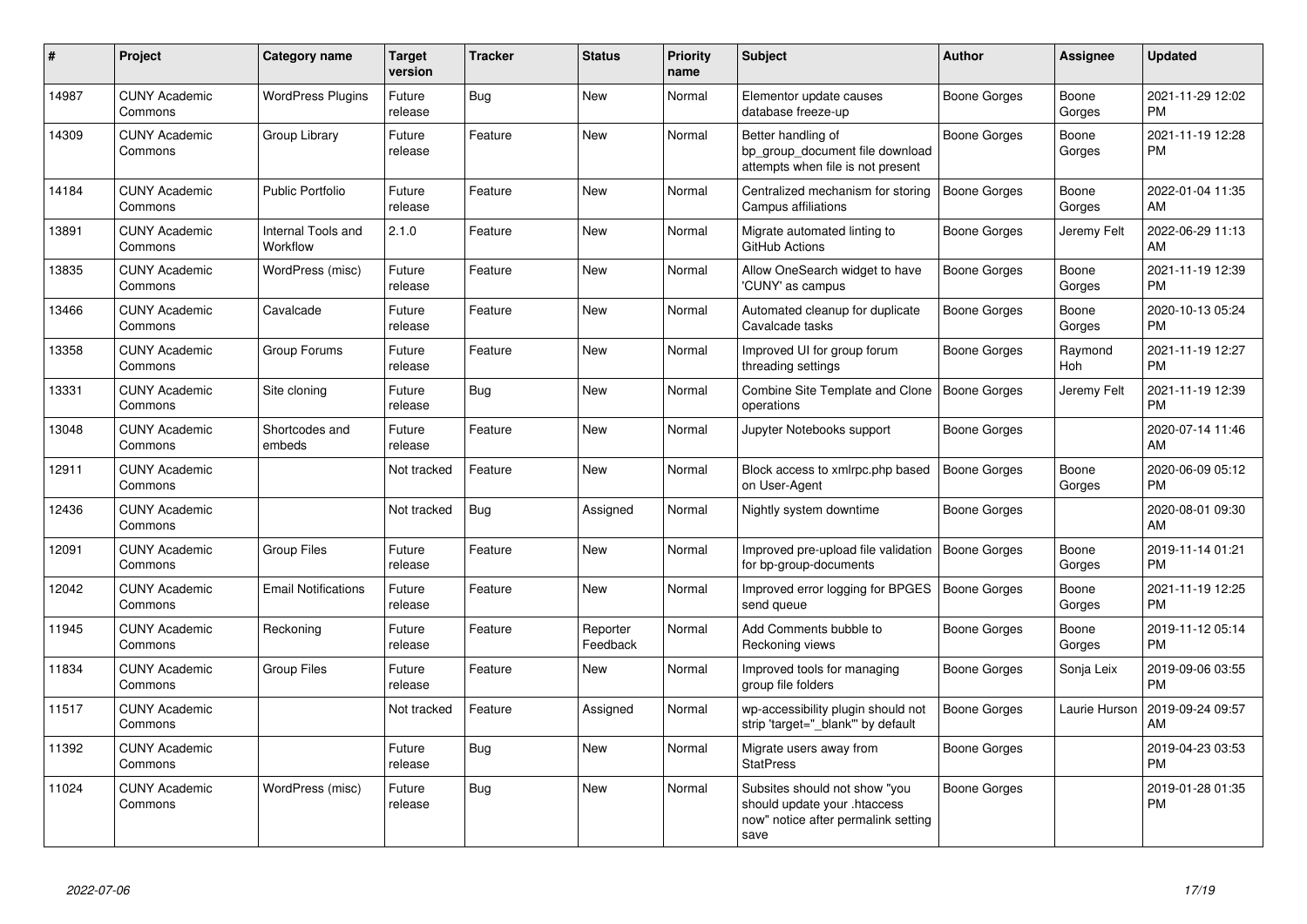| # | Project | Category name | Target version | Tracker | Status | Priority name | Subject | Author | Assignee | Updated |
|---|---|---|---|---|---|---|---|---|---|---|
| 14987 | CUNY Academic Commons | WordPress Plugins | Future release | Bug | New | Normal | Elementor update causes database freeze-up | Boone Gorges | Boone Gorges | 2021-11-29 12:02 PM |
| 14309 | CUNY Academic Commons | Group Library | Future release | Feature | New | Normal | Better handling of bp_group_document file download attempts when file is not present | Boone Gorges | Boone Gorges | 2021-11-19 12:28 PM |
| 14184 | CUNY Academic Commons | Public Portfolio | Future release | Feature | New | Normal | Centralized mechanism for storing Campus affiliations | Boone Gorges | Boone Gorges | 2022-01-04 11:35 AM |
| 13891 | CUNY Academic Commons | Internal Tools and Workflow | 2.1.0 | Feature | New | Normal | Migrate automated linting to GitHub Actions | Boone Gorges | Jeremy Felt | 2022-06-29 11:13 AM |
| 13835 | CUNY Academic Commons | WordPress (misc) | Future release | Feature | New | Normal | Allow OneSearch widget to have 'CUNY' as campus | Boone Gorges | Boone Gorges | 2021-11-19 12:39 PM |
| 13466 | CUNY Academic Commons | Cavalcade | Future release | Feature | New | Normal | Automated cleanup for duplicate Cavalcade tasks | Boone Gorges | Boone Gorges | 2020-10-13 05:24 PM |
| 13358 | CUNY Academic Commons | Group Forums | Future release | Feature | New | Normal | Improved UI for group forum threading settings | Boone Gorges | Raymond Hoh | 2021-11-19 12:27 PM |
| 13331 | CUNY Academic Commons | Site cloning | Future release | Bug | New | Normal | Combine Site Template and Clone operations | Boone Gorges | Jeremy Felt | 2021-11-19 12:39 PM |
| 13048 | CUNY Academic Commons | Shortcodes and embeds | Future release | Feature | New | Normal | Jupyter Notebooks support | Boone Gorges | | 2020-07-14 11:46 AM |
| 12911 | CUNY Academic Commons | | Not tracked | Feature | New | Normal | Block access to xmlrpc.php based on User-Agent | Boone Gorges | Boone Gorges | 2020-06-09 05:12 PM |
| 12436 | CUNY Academic Commons | | Not tracked | Bug | Assigned | Normal | Nightly system downtime | Boone Gorges | | 2020-08-01 09:30 AM |
| 12091 | CUNY Academic Commons | Group Files | Future release | Feature | New | Normal | Improved pre-upload file validation for bp-group-documents | Boone Gorges | Boone Gorges | 2019-11-14 01:21 PM |
| 12042 | CUNY Academic Commons | Email Notifications | Future release | Feature | New | Normal | Improved error logging for BPGES send queue | Boone Gorges | Boone Gorges | 2021-11-19 12:25 PM |
| 11945 | CUNY Academic Commons | Reckoning | Future release | Feature | Reporter Feedback | Normal | Add Comments bubble to Reckoning views | Boone Gorges | Boone Gorges | 2019-11-12 05:14 PM |
| 11834 | CUNY Academic Commons | Group Files | Future release | Feature | New | Normal | Improved tools for managing group file folders | Boone Gorges | Sonja Leix | 2019-09-06 03:55 PM |
| 11517 | CUNY Academic Commons | | Not tracked | Feature | Assigned | Normal | wp-accessibility plugin should not strip 'target="_blank"' by default | Boone Gorges | Laurie Hurson | 2019-09-24 09:57 AM |
| 11392 | CUNY Academic Commons | | Future release | Bug | New | Normal | Migrate users away from StatPress | Boone Gorges | | 2019-04-23 03:53 PM |
| 11024 | CUNY Academic Commons | WordPress (misc) | Future release | Bug | New | Normal | Subsites should not show "you should update your .htaccess now" notice after permalink setting save | Boone Gorges | | 2019-01-28 01:35 PM |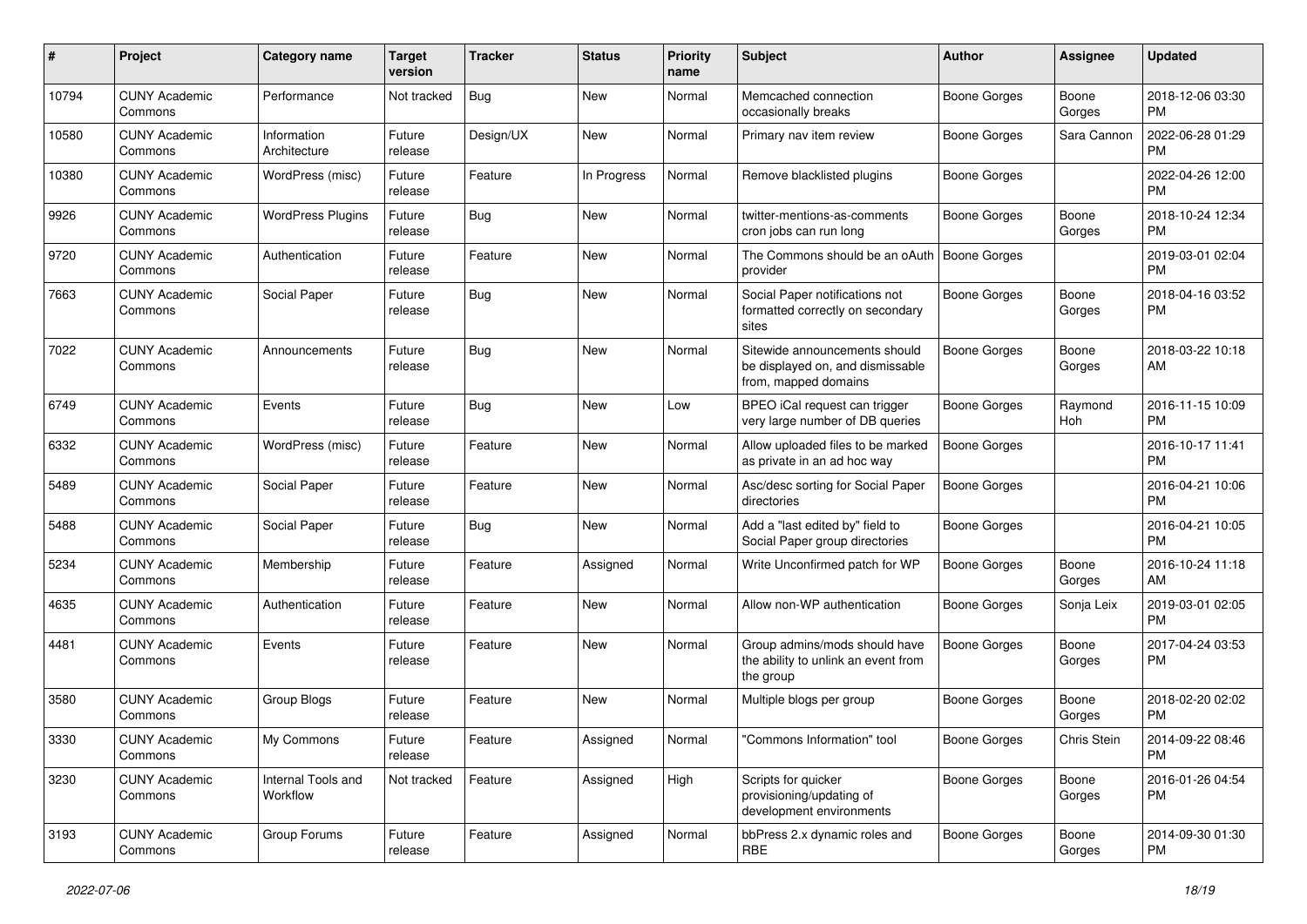| # | Project | Category name | Target version | Tracker | Status | Priority name | Subject | Author | Assignee | Updated |
|---|---|---|---|---|---|---|---|---|---|---|
| 10794 | CUNY Academic Commons | Performance | Not tracked | Bug | New | Normal | Memcached connection occasionally breaks | Boone Gorges | Boone Gorges | 2018-12-06 03:30 PM |
| 10580 | CUNY Academic Commons | Information Architecture | Future release | Design/UX | New | Normal | Primary nav item review | Boone Gorges | Sara Cannon | 2022-06-28 01:29 PM |
| 10380 | CUNY Academic Commons | WordPress (misc) | Future release | Feature | In Progress | Normal | Remove blacklisted plugins | Boone Gorges | | 2022-04-26 12:00 PM |
| 9926 | CUNY Academic Commons | WordPress Plugins | Future release | Bug | New | Normal | twitter-mentions-as-comments cron jobs can run long | Boone Gorges | Boone Gorges | 2018-10-24 12:34 PM |
| 9720 | CUNY Academic Commons | Authentication | Future release | Feature | New | Normal | The Commons should be an oAuth provider | Boone Gorges | | 2019-03-01 02:04 PM |
| 7663 | CUNY Academic Commons | Social Paper | Future release | Bug | New | Normal | Social Paper notifications not formatted correctly on secondary sites | Boone Gorges | Boone Gorges | 2018-04-16 03:52 PM |
| 7022 | CUNY Academic Commons | Announcements | Future release | Bug | New | Normal | Sitewide announcements should be displayed on, and dismissable from, mapped domains | Boone Gorges | Boone Gorges | 2018-03-22 10:18 AM |
| 6749 | CUNY Academic Commons | Events | Future release | Bug | New | Low | BPEO iCal request can trigger very large number of DB queries | Boone Gorges | Raymond Hoh | 2016-11-15 10:09 PM |
| 6332 | CUNY Academic Commons | WordPress (misc) | Future release | Feature | New | Normal | Allow uploaded files to be marked as private in an ad hoc way | Boone Gorges | | 2016-10-17 11:41 PM |
| 5489 | CUNY Academic Commons | Social Paper | Future release | Feature | New | Normal | Asc/desc sorting for Social Paper directories | Boone Gorges | | 2016-04-21 10:06 PM |
| 5488 | CUNY Academic Commons | Social Paper | Future release | Bug | New | Normal | Add a "last edited by" field to Social Paper group directories | Boone Gorges | | 2016-04-21 10:05 PM |
| 5234 | CUNY Academic Commons | Membership | Future release | Feature | Assigned | Normal | Write Unconfirmed patch for WP | Boone Gorges | Boone Gorges | 2016-10-24 11:18 AM |
| 4635 | CUNY Academic Commons | Authentication | Future release | Feature | New | Normal | Allow non-WP authentication | Boone Gorges | Sonja Leix | 2019-03-01 02:05 PM |
| 4481 | CUNY Academic Commons | Events | Future release | Feature | New | Normal | Group admins/mods should have the ability to unlink an event from the group | Boone Gorges | Boone Gorges | 2017-04-24 03:53 PM |
| 3580 | CUNY Academic Commons | Group Blogs | Future release | Feature | New | Normal | Multiple blogs per group | Boone Gorges | Boone Gorges | 2018-02-20 02:02 PM |
| 3330 | CUNY Academic Commons | My Commons | Future release | Feature | Assigned | Normal | "Commons Information" tool | Boone Gorges | Chris Stein | 2014-09-22 08:46 PM |
| 3230 | CUNY Academic Commons | Internal Tools and Workflow | Not tracked | Feature | Assigned | High | Scripts for quicker provisioning/updating of development environments | Boone Gorges | Boone Gorges | 2016-01-26 04:54 PM |
| 3193 | CUNY Academic Commons | Group Forums | Future release | Feature | Assigned | Normal | bbPress 2.x dynamic roles and RBE | Boone Gorges | Boone Gorges | 2014-09-30 01:30 PM |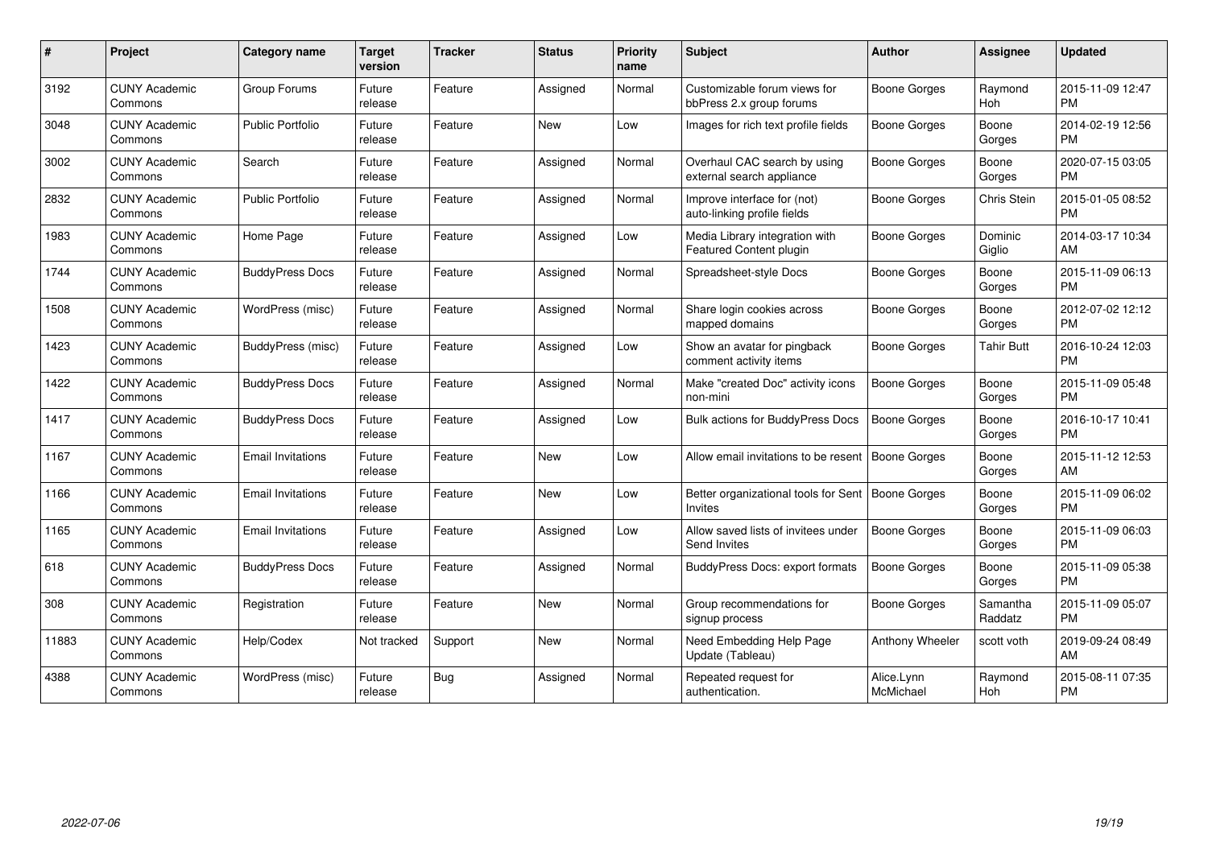| # | Project | Category name | Target version | Tracker | Status | Priority name | Subject | Author | Assignee | Updated |
|---|---|---|---|---|---|---|---|---|---|---|
| 3192 | CUNY Academic Commons | Group Forums | Future release | Feature | Assigned | Normal | Customizable forum views for bbPress 2.x group forums | Boone Gorges | Raymond Hoh | 2015-11-09 12:47 PM |
| 3048 | CUNY Academic Commons | Public Portfolio | Future release | Feature | New | Low | Images for rich text profile fields | Boone Gorges | Boone Gorges | 2014-02-19 12:56 PM |
| 3002 | CUNY Academic Commons | Search | Future release | Feature | Assigned | Normal | Overhaul CAC search by using external search appliance | Boone Gorges | Boone Gorges | 2020-07-15 03:05 PM |
| 2832 | CUNY Academic Commons | Public Portfolio | Future release | Feature | Assigned | Normal | Improve interface for (not) auto-linking profile fields | Boone Gorges | Chris Stein | 2015-01-05 08:52 PM |
| 1983 | CUNY Academic Commons | Home Page | Future release | Feature | Assigned | Low | Media Library integration with Featured Content plugin | Boone Gorges | Dominic Giglio | 2014-03-17 10:34 AM |
| 1744 | CUNY Academic Commons | BuddyPress Docs | Future release | Feature | Assigned | Normal | Spreadsheet-style Docs | Boone Gorges | Boone Gorges | 2015-11-09 06:13 PM |
| 1508 | CUNY Academic Commons | WordPress (misc) | Future release | Feature | Assigned | Normal | Share login cookies across mapped domains | Boone Gorges | Boone Gorges | 2012-07-02 12:12 PM |
| 1423 | CUNY Academic Commons | BuddyPress (misc) | Future release | Feature | Assigned | Low | Show an avatar for pingback comment activity items | Boone Gorges | Tahir Butt | 2016-10-24 12:03 PM |
| 1422 | CUNY Academic Commons | BuddyPress Docs | Future release | Feature | Assigned | Normal | Make "created Doc" activity icons non-mini | Boone Gorges | Boone Gorges | 2015-11-09 05:48 PM |
| 1417 | CUNY Academic Commons | BuddyPress Docs | Future release | Feature | Assigned | Low | Bulk actions for BuddyPress Docs | Boone Gorges | Boone Gorges | 2016-10-17 10:41 PM |
| 1167 | CUNY Academic Commons | Email Invitations | Future release | Feature | New | Low | Allow email invitations to be resent | Boone Gorges | Boone Gorges | 2015-11-12 12:53 AM |
| 1166 | CUNY Academic Commons | Email Invitations | Future release | Feature | New | Low | Better organizational tools for Sent Invites | Boone Gorges | Boone Gorges | 2015-11-09 06:02 PM |
| 1165 | CUNY Academic Commons | Email Invitations | Future release | Feature | Assigned | Low | Allow saved lists of invitees under Send Invites | Boone Gorges | Boone Gorges | 2015-11-09 06:03 PM |
| 618 | CUNY Academic Commons | BuddyPress Docs | Future release | Feature | Assigned | Normal | BuddyPress Docs: export formats | Boone Gorges | Boone Gorges | 2015-11-09 05:38 PM |
| 308 | CUNY Academic Commons | Registration | Future release | Feature | New | Normal | Group recommendations for signup process | Boone Gorges | Samantha Raddatz | 2015-11-09 05:07 PM |
| 11883 | CUNY Academic Commons | Help/Codex | Not tracked | Support | New | Normal | Need Embedding Help Page Update (Tableau) | Anthony Wheeler | scott voth | 2019-09-24 08:49 AM |
| 4388 | CUNY Academic Commons | WordPress (misc) | Future release | Bug | Assigned | Normal | Repeated request for authentication. | Alice.Lynn McMichael | Raymond Hoh | 2015-08-11 07:35 PM |